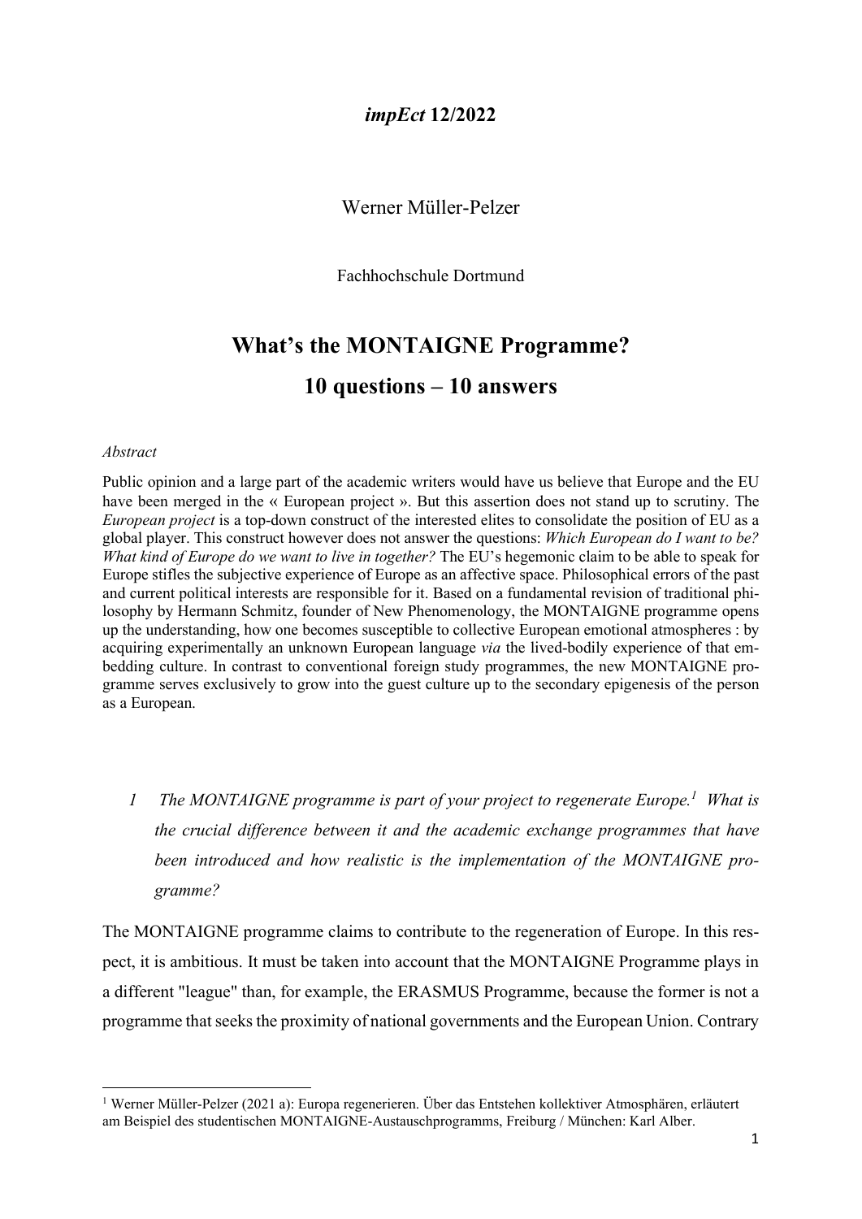***impEct* 12/2022**

Werner Müller-Pelzer

Fachhochschule Dortmund

# What's the MONTAIGNE Programme?

# 10 questions – 10 answers

*Abstract*

Public opinion and a large part of the academic writers would have us believe that Europe and the EU have been merged in the « European project ». But this assertion does not stand up to scrutiny. The *European project* is a top-down construct of the interested elites to consolidate the position of EU as a global player. This construct however does not answer the questions: *Which European do I want to be? What kind of Europe do we want to live in together?* The EU's hegemonic claim to be able to speak for Europe stifles the subjective experience of Europe as an affective space. Philosophical errors of the past and current political interests are responsible for it. Based on a fundamental revision of traditional philosophy by Hermann Schmitz, founder of New Phenomenology, the MONTAIGNE programme opens up the understanding, how one becomes susceptible to collective European emotional atmospheres : by acquiring experimentally an unknown European language *via* the lived-bodily experience of that embedding culture. In contrast to conventional foreign study programmes, the new MONTAIGNE programme serves exclusively to grow into the guest culture up to the secondary epigenesis of the person as a European.

*1 The MONTAIGNE programme is part of your project to regenerate Europe.[1] What is the crucial difference between it and the academic exchange programmes that have been introduced and how realistic is the implementation of the MONTAIGNE programme?*

The MONTAIGNE programme claims to contribute to the regeneration of Europe. In this respect, it is ambitious. It must be taken into account that the MONTAIGNE Programme plays in a different "league" than, for example, the ERASMUS Programme, because the former is not a programme that seeks the proximity of national governments and the European Union. Contrary

[1] Werner Müller-Pelzer (2021 a): Europa regenerieren. Über das Entstehen kollektiver Atmosphären, erläutert am Beispiel des studentischen MONTAIGNE-Austauschprogramms, Freiburg / München: Karl Alber.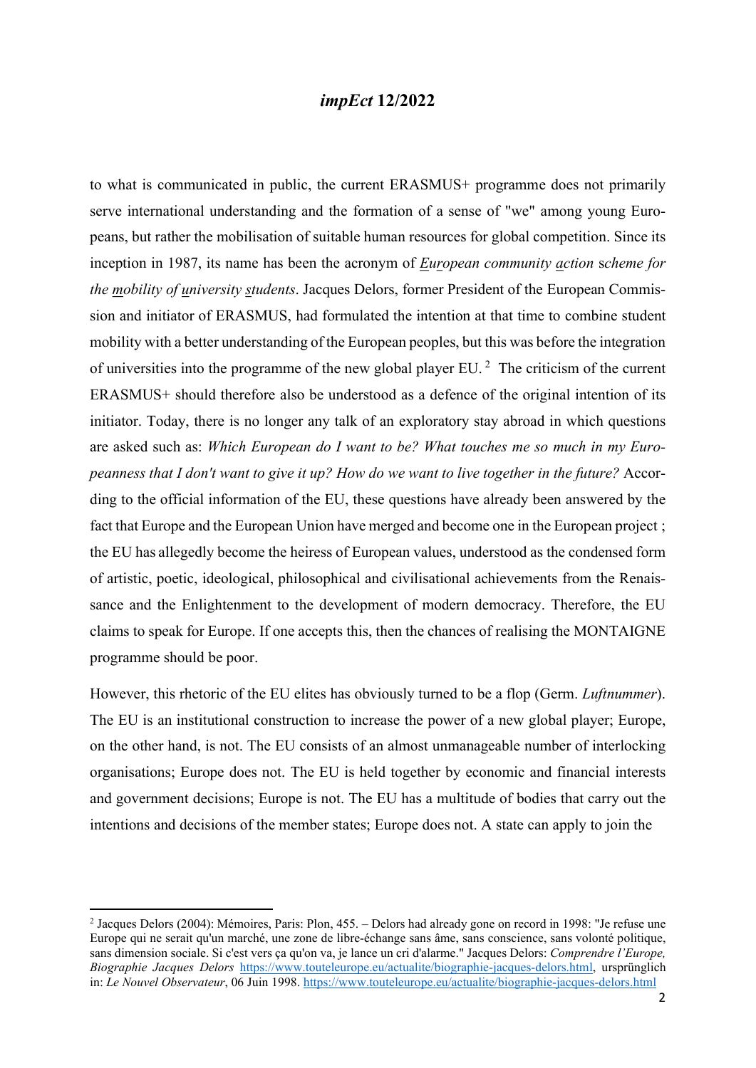to what is communicated in public, the current ERASMUS+ programme does not primarily serve international understanding and the formation of a sense of "we" among young Europeans, but rather the mobilisation of suitable human resources for global competition. Since its inception in 1987, its name has been the acronym of *European community action* s*cheme for the mobility of university students*. Jacques Delors, former President of the European Commission and initiator of ERASMUS, had formulated the intention at that time to combine student mobility with a better understanding of the European peoples, but this was before the integration of universities into the programme of the new global player EU. [2] The criticism of the current ERASMUS+ should therefore also be understood as a defence of the original intention of its initiator. Today, there is no longer any talk of an exploratory stay abroad in which questions are asked such as: *Which European do I want to be? What touches me so much in my Europeanness that I don't want to give it up? How do we want to live together in the future?* According to the official information of the EU, these questions have already been answered by the fact that Europe and the European Union have merged and become one in the European project ; the EU has allegedly become the heiress of European values, understood as the condensed form of artistic, poetic, ideological, philosophical and civilisational achievements from the Renaissance and the Enlightenment to the development of modern democracy. Therefore, the EU claims to speak for Europe. If one accepts this, then the chances of realising the MONTAIGNE programme should be poor.

However, this rhetoric of the EU elites has obviously turned to be a flop (Germ. *Luftnummer*). The EU is an institutional construction to increase the power of a new global player; Europe, on the other hand, is not. The EU consists of an almost unmanageable number of interlocking organisations; Europe does not. The EU is held together by economic and financial interests and government decisions; Europe is not. The EU has a multitude of bodies that carry out the intentions and decisions of the member states; Europe does not. A state can apply to join the

---

[2] Jacques Delors (2004): Mémoires, Paris: Plon, 455. – Delors had already gone on record in 1998: "Je refuse une Europe qui ne serait qu'un marché, une zone de libre-échange sans âme, sans conscience, sans volonté politique, sans dimension sociale. Si c'est vers ça qu'on va, je lance un cri d'alarme." Jacques Delors: *Comprendre l'Europe, Biographie Jacques Delors* https://www.touteleurope.eu/actualite/biographie-jacques-delors.html, ursprünglich in: *Le Nouvel Observateur*, 06 Juin 1998. https://www.touteleurope.eu/actualite/biographie-jacques-delors.html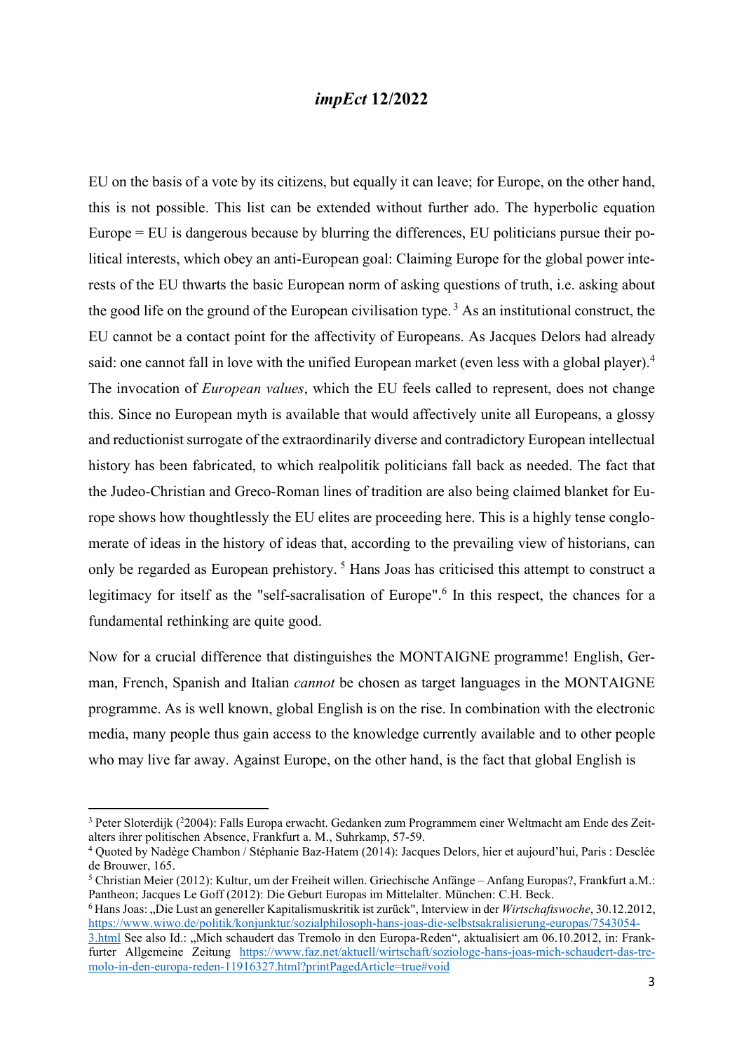EU on the basis of a vote by its citizens, but equally it can leave; for Europe, on the other hand, this is not possible. This list can be extended without further ado. The hyperbolic equation Europe = EU is dangerous because by blurring the differences, EU politicians pursue their political interests, which obey an anti-European goal: Claiming Europe for the global power interests of the EU thwarts the basic European norm of asking questions of truth, i.e. asking about the good life on the ground of the European civilisation type.[3] As an institutional construct, the EU cannot be a contact point for the affectivity of Europeans. As Jacques Delors had already said: one cannot fall in love with the unified European market (even less with a global player).[4] The invocation of *European values*, which the EU feels called to represent, does not change this. Since no European myth is available that would affectively unite all Europeans, a glossy and reductionist surrogate of the extraordinarily diverse and contradictory European intellectual history has been fabricated, to which realpolitik politicians fall back as needed. The fact that the Judeo-Christian and Greco-Roman lines of tradition are also being claimed blanket for Europe shows how thoughtlessly the EU elites are proceeding here. This is a highly tense conglomerate of ideas in the history of ideas that, according to the prevailing view of historians, can only be regarded as European prehistory.[5] Hans Joas has criticised this attempt to construct a legitimacy for itself as the "self-sacralisation of Europe".[6] In this respect, the chances for a fundamental rethinking are quite good.

Now for a crucial difference that distinguishes the MONTAIGNE programme! English, German, French, Spanish and Italian *cannot* be chosen as target languages in the MONTAIGNE programme. As is well known, global English is on the rise. In combination with the electronic media, many people thus gain access to the knowledge currently available and to other people who may live far away. Against Europe, on the other hand, is the fact that global English is

---

[3] Peter Sloterdijk (²2004): Falls Europa erwacht. Gedanken zum Programmem einer Weltmacht am Ende des Zeitalters ihrer politischen Absence, Frankfurt a. M., Suhrkamp, 57-59.

[4] Quoted by Nadège Chambon / Stéphanie Baz-Hatem (2014): Jacques Delors, hier et aujourd'hui, Paris : Desclée de Brouwer, 165.

[5] Christian Meier (2012): Kultur, um der Freiheit willen. Griechische Anfänge – Anfang Europas?, Frankfurt a.M.: Pantheon; Jacques Le Goff (2012): Die Geburt Europas im Mittelalter. München: C.H. Beck.

[6] Hans Joas: „Die Lust an genereller Kapitalismuskritik ist zurück", Interview in der *Wirtschaftswoche*, 30.12.2012, https://www.wiwo.de/politik/konjunktur/sozialphilosoph-hans-joas-die-selbstsakralisierung-europas/7543054-3.html See also Id.: „Mich schaudert das Tremolo in den Europa-Reden", aktualisiert am 06.10.2012, in: Frankfurter Allgemeine Zeitung https://www.faz.net/aktuell/wirtschaft/soziologe-hans-joas-mich-schaudert-das-tremolo-in-den-europa-reden-11916327.html?printPagedArticle=true#void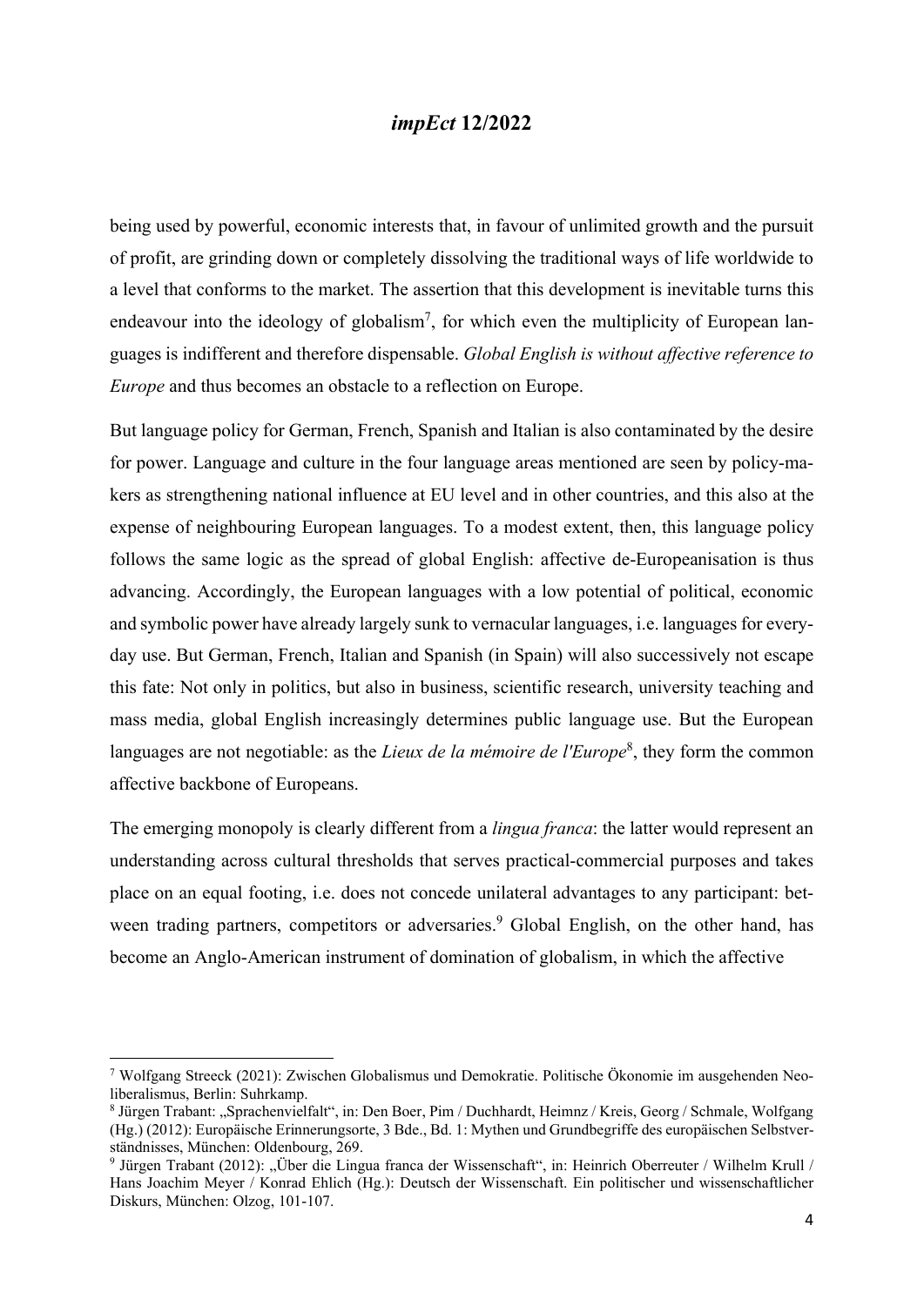being used by powerful, economic interests that, in favour of unlimited growth and the pursuit of profit, are grinding down or completely dissolving the traditional ways of life worldwide to a level that conforms to the market. The assertion that this development is inevitable turns this endeavour into the ideology of globalism[7], for which even the multiplicity of European languages is indifferent and therefore dispensable. *Global English is without affective reference to Europe* and thus becomes an obstacle to a reflection on Europe.

But language policy for German, French, Spanish and Italian is also contaminated by the desire for power. Language and culture in the four language areas mentioned are seen by policy-makers as strengthening national influence at EU level and in other countries, and this also at the expense of neighbouring European languages. To a modest extent, then, this language policy follows the same logic as the spread of global English: affective de-Europeanisation is thus advancing. Accordingly, the European languages with a low potential of political, economic and symbolic power have already largely sunk to vernacular languages, i.e. languages for everyday use. But German, French, Italian and Spanish (in Spain) will also successively not escape this fate: Not only in politics, but also in business, scientific research, university teaching and mass media, global English increasingly determines public language use. But the European languages are not negotiable: as the *Lieux de la mémoire de l'Europe*[8], they form the common affective backbone of Europeans.

The emerging monopoly is clearly different from a *lingua franca*: the latter would represent an understanding across cultural thresholds that serves practical-commercial purposes and takes place on an equal footing, i.e. does not concede unilateral advantages to any participant: between trading partners, competitors or adversaries.[9] Global English, on the other hand, has become an Anglo-American instrument of domination of globalism, in which the affective

---

[7] Wolfgang Streeck (2021): Zwischen Globalismus und Demokratie. Politische Ökonomie im ausgehenden Neoliberalismus, Berlin: Suhrkamp.

[8] Jürgen Trabant: „Sprachenvielfalt", in: Den Boer, Pim / Duchhardt, Heimnz / Kreis, Georg / Schmale, Wolfgang (Hg.) (2012): Europäische Erinnerungsorte, 3 Bde., Bd. 1: Mythen und Grundbegriffe des europäischen Selbstverständnisses, München: Oldenbourg, 269.

[9] Jürgen Trabant (2012): „Über die Lingua franca der Wissenschaft", in: Heinrich Oberreuter / Wilhelm Krull / Hans Joachim Meyer / Konrad Ehlich (Hg.): Deutsch der Wissenschaft. Ein politischer und wissenschaftlicher Diskurs, München: Olzog, 101-107.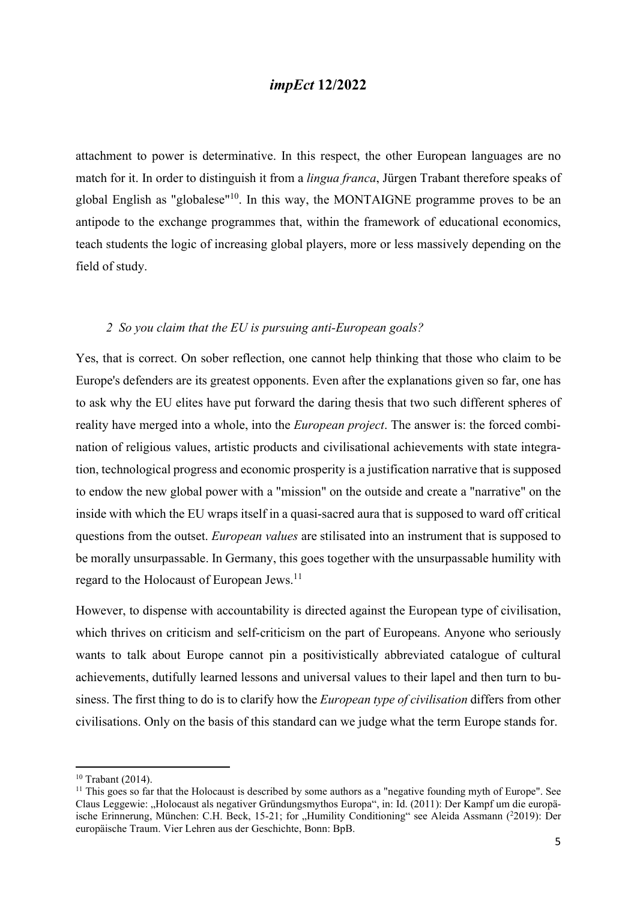attachment to power is determinative. In this respect, the other European languages are no match for it. In order to distinguish it from a *lingua franca*, Jürgen Trabant therefore speaks of global English as "globalese"[10]. In this way, the MONTAIGNE programme proves to be an antipode to the exchange programmes that, within the framework of educational economics, teach students the logic of increasing global players, more or less massively depending on the field of study.

### *2 So you claim that the EU is pursuing anti-European goals?*

Yes, that is correct. On sober reflection, one cannot help thinking that those who claim to be Europe's defenders are its greatest opponents. Even after the explanations given so far, one has to ask why the EU elites have put forward the daring thesis that two such different spheres of reality have merged into a whole, into the *European project*. The answer is: the forced combination of religious values, artistic products and civilisational achievements with state integration, technological progress and economic prosperity is a justification narrative that is supposed to endow the new global power with a "mission" on the outside and create a "narrative" on the inside with which the EU wraps itself in a quasi-sacred aura that is supposed to ward off critical questions from the outset. *European values* are stilisated into an instrument that is supposed to be morally unsurpassable. In Germany, this goes together with the unsurpassable humility with regard to the Holocaust of European Jews.[11]

However, to dispense with accountability is directed against the European type of civilisation, which thrives on criticism and self-criticism on the part of Europeans. Anyone who seriously wants to talk about Europe cannot pin a positivistically abbreviated catalogue of cultural achievements, dutifully learned lessons and universal values to their lapel and then turn to business. The first thing to do is to clarify how the *European type of civilisation* differs from other civilisations. Only on the basis of this standard can we judge what the term Europe stands for.

---

[10] Trabant (2014).

[11] This goes so far that the Holocaust is described by some authors as a "negative founding myth of Europe". See Claus Leggewie: „Holocaust als negativer Gründungsmythos Europa", in: Id. (2011): Der Kampf um die europäische Erinnerung, München: C.H. Beck, 15-21; for „Humility Conditioning" see Aleida Assmann ([2]2019): Der europäische Traum. Vier Lehren aus der Geschichte, Bonn: BpB.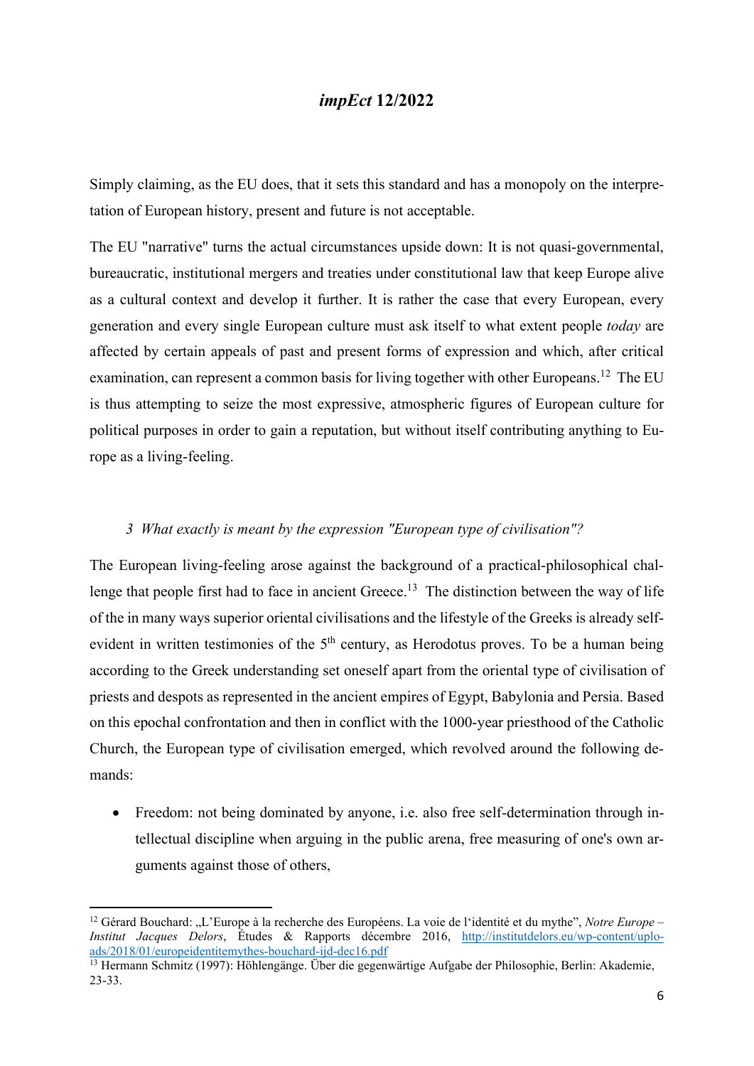Simply claiming, as the EU does, that it sets this standard and has a monopoly on the interpretation of European history, present and future is not acceptable.

The EU "narrative" turns the actual circumstances upside down: It is not quasi-governmental, bureaucratic, institutional mergers and treaties under constitutional law that keep Europe alive as a cultural context and develop it further. It is rather the case that every European, every generation and every single European culture must ask itself to what extent people *today* are affected by certain appeals of past and present forms of expression and which, after critical examination, can represent a common basis for living together with other Europeans.[12] The EU is thus attempting to seize the most expressive, atmospheric figures of European culture for political purposes in order to gain a reputation, but without itself contributing anything to Europe as a living-feeling.

### *3 What exactly is meant by the expression "European type of civilisation"?*

The European living-feeling arose against the background of a practical-philosophical challenge that people first had to face in ancient Greece.[13] The distinction between the way of life of the in many ways superior oriental civilisations and the lifestyle of the Greeks is already self-evident in written testimonies of the 5th century, as Herodotus proves. To be a human being according to the Greek understanding set oneself apart from the oriental type of civilisation of priests and despots as represented in the ancient empires of Egypt, Babylonia and Persia. Based on this epochal confrontation and then in conflict with the 1000-year priesthood of the Catholic Church, the European type of civilisation emerged, which revolved around the following demands:

- Freedom: not being dominated by anyone, i.e. also free self-determination through intellectual discipline when arguing in the public arena, free measuring of one's own arguments against those of others,

---

[12] Gérard Bouchard: „L'Europe à la recherche des Européens. La voie de l'identité et du mythe", *Notre Europe – Institut Jacques Delors*, Études & Rapports décembre 2016, http://institutdelors.eu/wp-content/uploads/2018/01/europeidentitemythes-bouchard-ijd-dec16.pdf

[13] Hermann Schmitz (1997): Höhlengänge. Über die gegenwärtige Aufgabe der Philosophie, Berlin: Akademie, 23-33.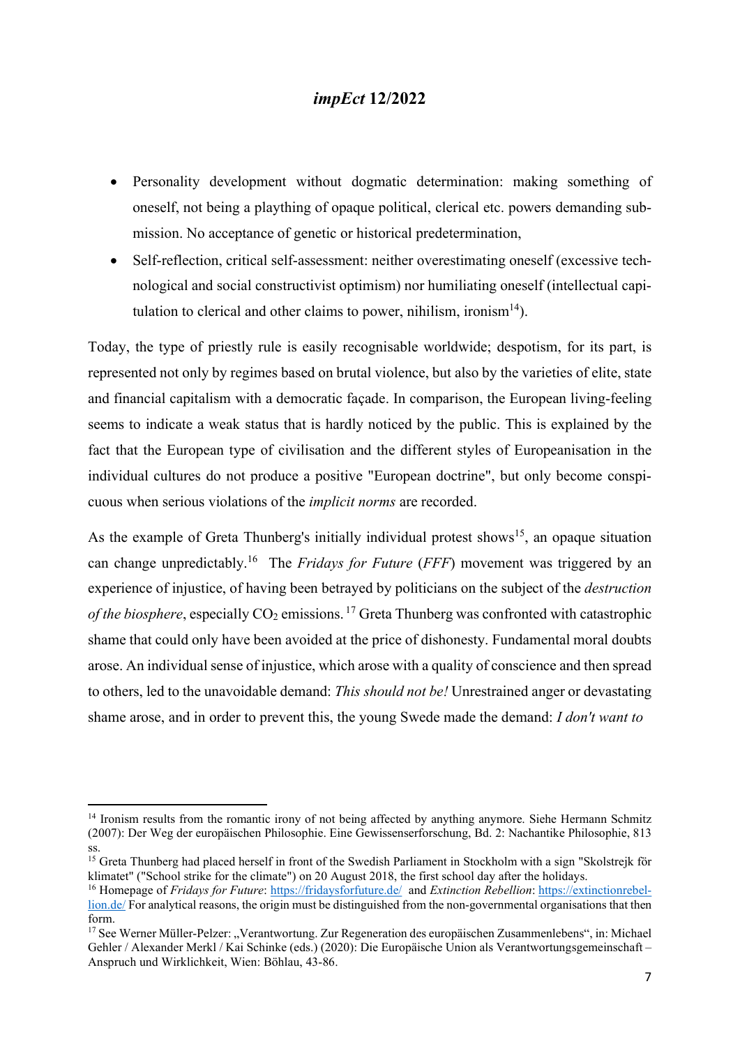- Personality development without dogmatic determination: making something of oneself, not being a plaything of opaque political, clerical etc. powers demanding submission. No acceptance of genetic or historical predetermination,
- Self-reflection, critical self-assessment: neither overestimating oneself (excessive technological and social constructivist optimism) nor humiliating oneself (intellectual capitulation to clerical and other claims to power, nihilism, ironism[14]).

Today, the type of priestly rule is easily recognisable worldwide; despotism, for its part, is represented not only by regimes based on brutal violence, but also by the varieties of elite, state and financial capitalism with a democratic façade. In comparison, the European living-feeling seems to indicate a weak status that is hardly noticed by the public. This is explained by the fact that the European type of civilisation and the different styles of Europeanisation in the individual cultures do not produce a positive "European doctrine", but only become conspicuous when serious violations of the *implicit norms* are recorded.

As the example of Greta Thunberg's initially individual protest shows[15], an opaque situation can change unpredictably.[16] The *Fridays for Future* (*FFF*) movement was triggered by an experience of injustice, of having been betrayed by politicians on the subject of the *destruction of the biosphere*, especially $CO_2$ emissions.[17] Greta Thunberg was confronted with catastrophic shame that could only have been avoided at the price of dishonesty. Fundamental moral doubts arose. An individual sense of injustice, which arose with a quality of conscience and then spread to others, led to the unavoidable demand: *This should not be!* Unrestrained anger or devastating shame arose, and in order to prevent this, the young Swede made the demand: *I don't want to*

---

[14] Ironism results from the romantic irony of not being affected by anything anymore. Siehe Hermann Schmitz (2007): Der Weg der europäischen Philosophie. Eine Gewissenserforschung, Bd. 2: Nachantike Philosophie, 813 ss.

[15] Greta Thunberg had placed herself in front of the Swedish Parliament in Stockholm with a sign "Skolstrejk för klimatet" ("School strike for the climate") on 20 August 2018, the first school day after the holidays.

[16] Homepage of *Fridays for Future*: https://fridaysforfuture.de/ and *Extinction Rebellion*: https://extinctionrebellion.de/ For analytical reasons, the origin must be distinguished from the non-governmental organisations that then form.

[17] See Werner Müller-Pelzer: „Verantwortung. Zur Regeneration des europäischen Zusammenlebens", in: Michael Gehler / Alexander Merkl / Kai Schinke (eds.) (2020): Die Europäische Union als Verantwortungsgemeinschaft – Anspruch und Wirklichkeit, Wien: Böhlau, 43-86.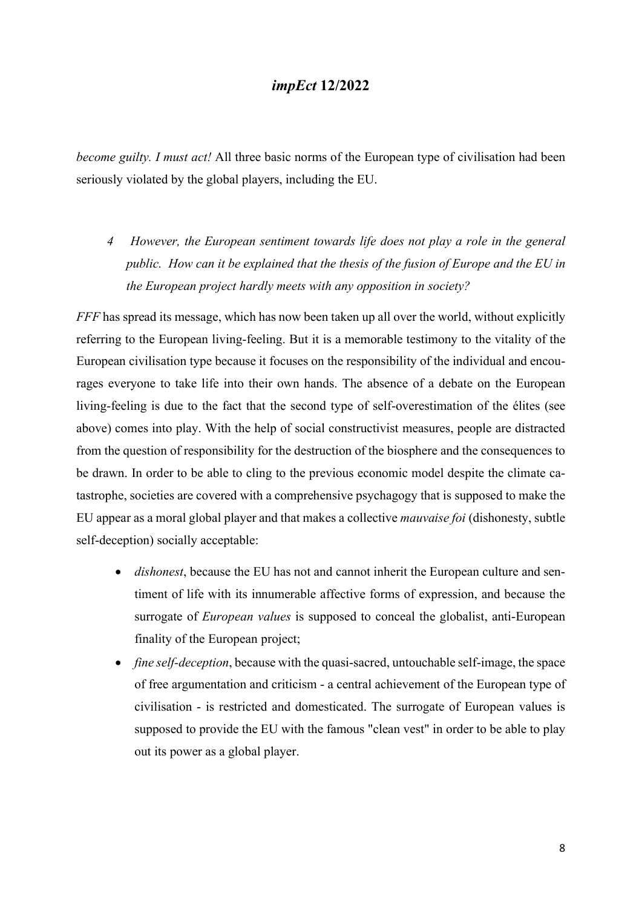*become guilty. I must act!* All three basic norms of the European type of civilisation had been seriously violated by the global players, including the EU.

## *4 However, the European sentiment towards life does not play a role in the general public. How can it be explained that the thesis of the fusion of Europe and the EU in the European project hardly meets with any opposition in society?*

*FFF* has spread its message, which has now been taken up all over the world, without explicitly referring to the European living-feeling. But it is a memorable testimony to the vitality of the European civilisation type because it focuses on the responsibility of the individual and encourages everyone to take life into their own hands. The absence of a debate on the European living-feeling is due to the fact that the second type of self-overestimation of the élites (see above) comes into play. With the help of social constructivist measures, people are distracted from the question of responsibility for the destruction of the biosphere and the consequences to be drawn. In order to be able to cling to the previous economic model despite the climate catastrophe, societies are covered with a comprehensive psychagogy that is supposed to make the EU appear as a moral global player and that makes a collective *mauvaise foi* (dishonesty, subtle self-deception) socially acceptable:

- *dishonest*, because the EU has not and cannot inherit the European culture and sentiment of life with its innumerable affective forms of expression, and because the surrogate of *European values* is supposed to conceal the globalist, anti-European finality of the European project;
- *fine self-deception*, because with the quasi-sacred, untouchable self-image, the space of free argumentation and criticism - a central achievement of the European type of civilisation - is restricted and domesticated. The surrogate of European values is supposed to provide the EU with the famous "clean vest" in order to be able to play out its power as a global player.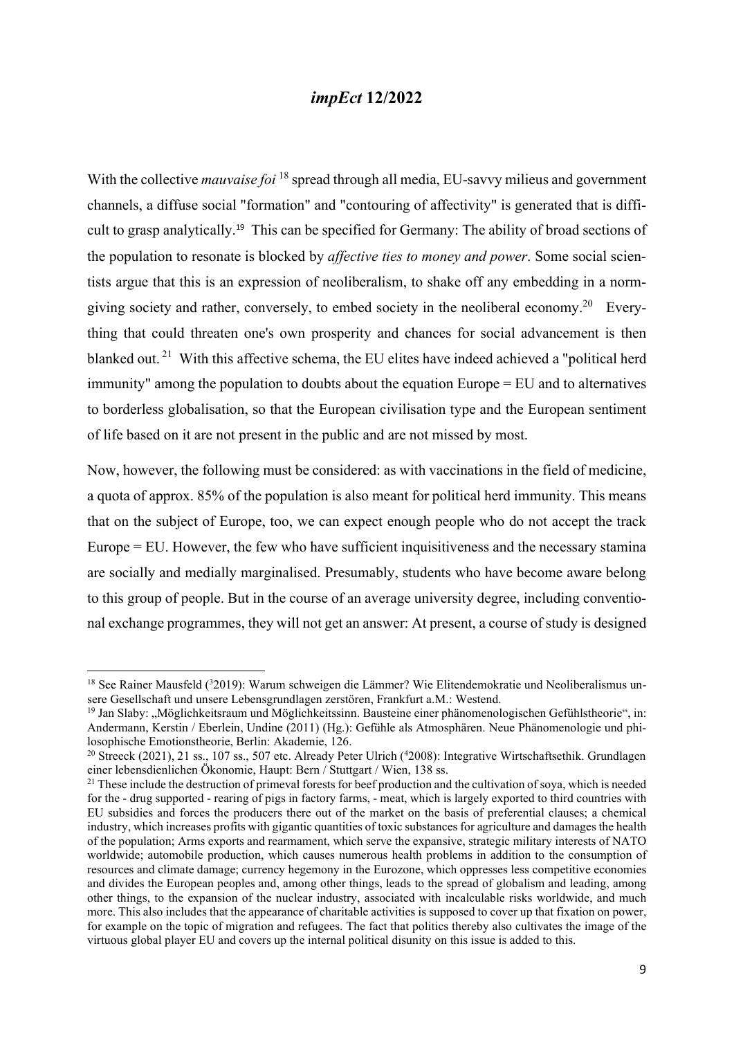With the collective *mauvaise foi* [18] spread through all media, EU-savvy milieus and government channels, a diffuse social "formation" and "contouring of affectivity" is generated that is difficult to grasp analytically.[19] This can be specified for Germany: The ability of broad sections of the population to resonate is blocked by *affective ties to money and power*. Some social scientists argue that this is an expression of neoliberalism, to shake off any embedding in a norm-giving society and rather, conversely, to embed society in the neoliberal economy.[20] Everything that could threaten one's own prosperity and chances for social advancement is then blanked out.[21] With this affective schema, the EU elites have indeed achieved a "political herd immunity" among the population to doubts about the equation Europe = EU and to alternatives to borderless globalisation, so that the European civilisation type and the European sentiment of life based on it are not present in the public and are not missed by most.

Now, however, the following must be considered: as with vaccinations in the field of medicine, a quota of approx. 85% of the population is also meant for political herd immunity. This means that on the subject of Europe, too, we can expect enough people who do not accept the track Europe = EU. However, the few who have sufficient inquisitiveness and the necessary stamina are socially and medially marginalised. Presumably, students who have become aware belong to this group of people. But in the course of an average university degree, including conventional exchange programmes, they will not get an answer: At present, a course of study is designed

---

[18] See Rainer Mausfeld ([3]2019): Warum schweigen die Lämmer? Wie Elitendemokratie und Neoliberalismus unsere Gesellschaft und unsere Lebensgrundlagen zerstören, Frankfurt a.M.: Westend.

[19] Jan Slaby: „Möglichkeitsraum und Möglichkeitssinn. Bausteine einer phänomenologischen Gefühlstheorie", in: Andermann, Kerstin / Eberlein, Undine (2011) (Hg.): Gefühle als Atmosphären. Neue Phänomenologie und philosophische Emotionstheorie, Berlin: Akademie, 126.

[20] Streeck (2021), 21 ss., 107 ss., 507 etc. Already Peter Ulrich ([4]2008): Integrative Wirtschaftsethik. Grundlagen einer lebensdienlichen Ökonomie, Haupt: Bern / Stuttgart / Wien, 138 ss.

[21] These include the destruction of primeval forests for beef production and the cultivation of soya, which is needed for the - drug supported - rearing of pigs in factory farms, - meat, which is largely exported to third countries with EU subsidies and forces the producers there out of the market on the basis of preferential clauses; a chemical industry, which increases profits with gigantic quantities of toxic substances for agriculture and damages the health of the population; Arms exports and rearmament, which serve the expansive, strategic military interests of NATO worldwide; automobile production, which causes numerous health problems in addition to the consumption of resources and climate damage; currency hegemony in the Eurozone, which oppresses less competitive economies and divides the European peoples and, among other things, leads to the spread of globalism and leading, among other things, to the expansion of the nuclear industry, associated with incalculable risks worldwide, and much more. This also includes that the appearance of charitable activities is supposed to cover up that fixation on power, for example on the topic of migration and refugees. The fact that politics thereby also cultivates the image of the virtuous global player EU and covers up the internal political disunity on this issue is added to this.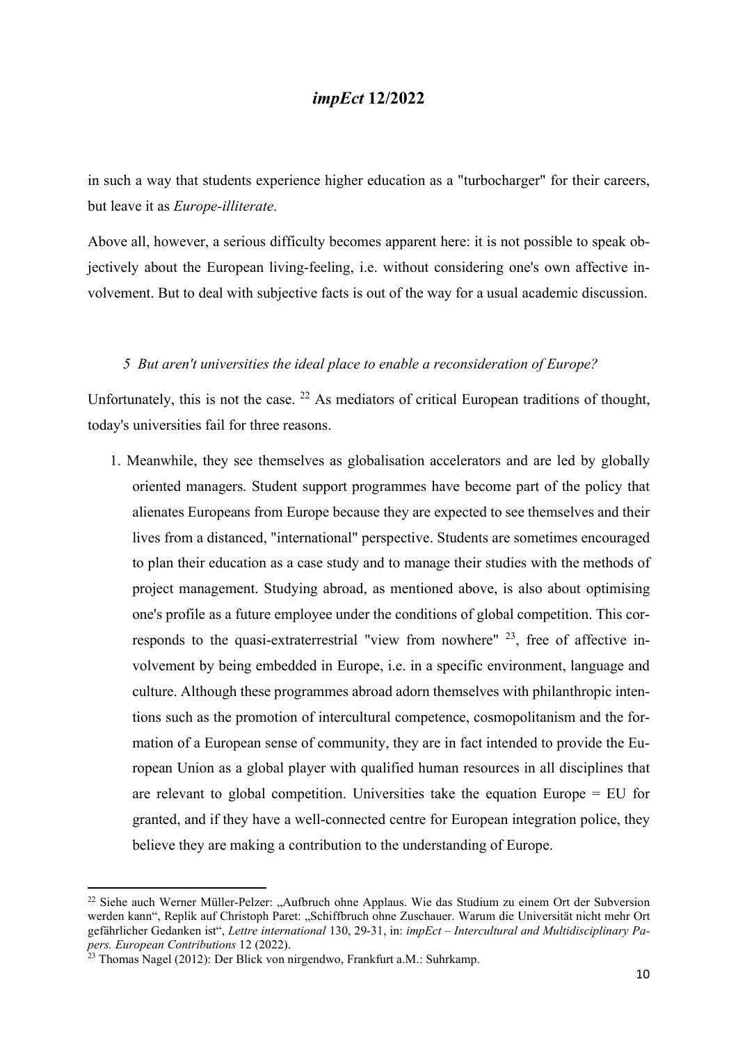in such a way that students experience higher education as a "turbocharger" for their careers, but leave it as *Europe-illiterate*.

Above all, however, a serious difficulty becomes apparent here: it is not possible to speak objectively about the European living-feeling, i.e. without considering one's own affective involvement. But to deal with subjective facts is out of the way for a usual academic discussion.

### *5 But aren't universities the ideal place to enable a reconsideration of Europe?*

Unfortunately, this is not the case. [22] As mediators of critical European traditions of thought, today's universities fail for three reasons.

1. Meanwhile, they see themselves as globalisation accelerators and are led by globally oriented managers. Student support programmes have become part of the policy that alienates Europeans from Europe because they are expected to see themselves and their lives from a distanced, "international" perspective. Students are sometimes encouraged to plan their education as a case study and to manage their studies with the methods of project management. Studying abroad, as mentioned above, is also about optimising one's profile as a future employee under the conditions of global competition. This corresponds to the quasi-extraterrestrial "view from nowhere" [23], free of affective involvement by being embedded in Europe, i.e. in a specific environment, language and culture. Although these programmes abroad adorn themselves with philanthropic intentions such as the promotion of intercultural competence, cosmopolitanism and the formation of a European sense of community, they are in fact intended to provide the European Union as a global player with qualified human resources in all disciplines that are relevant to global competition. Universities take the equation Europe = EU for granted, and if they have a well-connected centre for European integration police, they believe they are making a contribution to the understanding of Europe.

---

[22] Siehe auch Werner Müller-Pelzer: „Aufbruch ohne Applaus. Wie das Studium zu einem Ort der Subversion werden kann", Replik auf Christoph Paret: „Schiffbruch ohne Zuschauer. Warum die Universität nicht mehr Ort gefährlicher Gedanken ist", *Lettre international* 130, 29-31, in: *impEct – Intercultural and Multidisciplinary Papers. European Contributions* 12 (2022).

[23] Thomas Nagel (2012): Der Blick von nirgendwo, Frankfurt a.M.: Suhrkamp.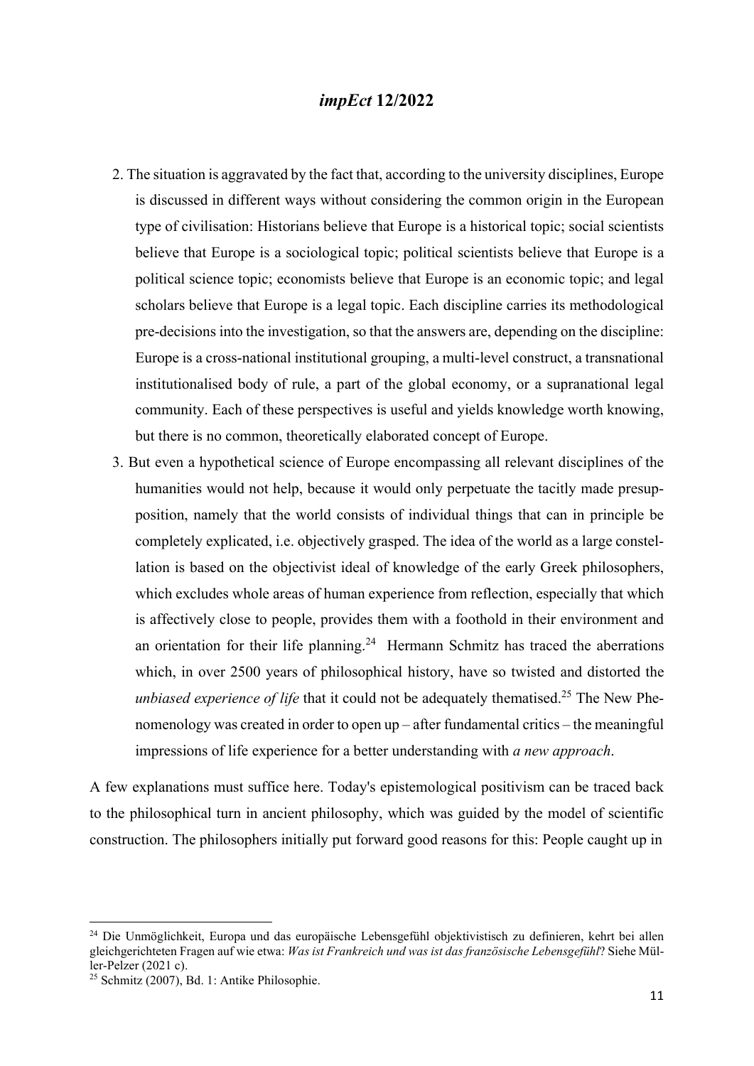2. The situation is aggravated by the fact that, according to the university disciplines, Europe is discussed in different ways without considering the common origin in the European type of civilisation: Historians believe that Europe is a historical topic; social scientists believe that Europe is a sociological topic; political scientists believe that Europe is a political science topic; economists believe that Europe is an economic topic; and legal scholars believe that Europe is a legal topic. Each discipline carries its methodological pre-decisions into the investigation, so that the answers are, depending on the discipline: Europe is a cross-national institutional grouping, a multi-level construct, a transnational institutionalised body of rule, a part of the global economy, or a supranational legal community. Each of these perspectives is useful and yields knowledge worth knowing, but there is no common, theoretically elaborated concept of Europe.
3. But even a hypothetical science of Europe encompassing all relevant disciplines of the humanities would not help, because it would only perpetuate the tacitly made presupposition, namely that the world consists of individual things that can in principle be completely explicated, i.e. objectively grasped. The idea of the world as a large constellation is based on the objectivist ideal of knowledge of the early Greek philosophers, which excludes whole areas of human experience from reflection, especially that which is affectively close to people, provides them with a foothold in their environment and an orientation for their life planning.[24] Hermann Schmitz has traced the aberrations which, in over 2500 years of philosophical history, have so twisted and distorted the *unbiased experience of life* that it could not be adequately thematised.[25] The New Phenomenology was created in order to open up – after fundamental critics – the meaningful impressions of life experience for a better understanding with *a new approach*.

A few explanations must suffice here. Today's epistemological positivism can be traced back to the philosophical turn in ancient philosophy, which was guided by the model of scientific construction. The philosophers initially put forward good reasons for this: People caught up in

---

[24] Die Unmöglichkeit, Europa und das europäische Lebensgefühl objektivistisch zu definieren, kehrt bei allen gleichgerichteten Fragen auf wie etwa: *Was ist Frankreich und was ist das französische Lebensgefühl*? Siehe Müller-Pelzer (2021 c).

[25] Schmitz (2007), Bd. 1: Antike Philosophie.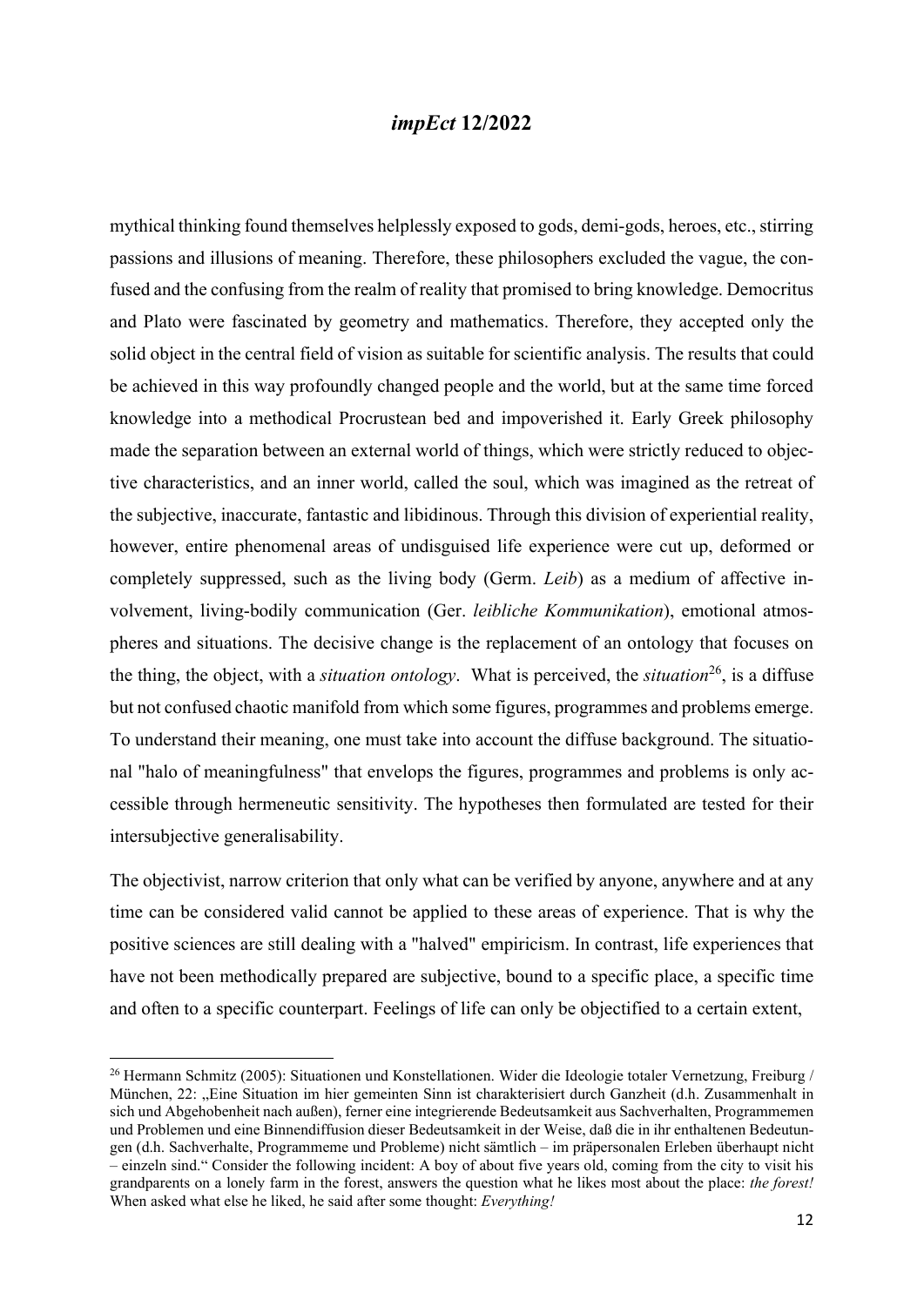mythical thinking found themselves helplessly exposed to gods, demi-gods, heroes, etc., stirring passions and illusions of meaning. Therefore, these philosophers excluded the vague, the confused and the confusing from the realm of reality that promised to bring knowledge. Democritus and Plato were fascinated by geometry and mathematics. Therefore, they accepted only the solid object in the central field of vision as suitable for scientific analysis. The results that could be achieved in this way profoundly changed people and the world, but at the same time forced knowledge into a methodical Procrustean bed and impoverished it. Early Greek philosophy made the separation between an external world of things, which were strictly reduced to objective characteristics, and an inner world, called the soul, which was imagined as the retreat of the subjective, inaccurate, fantastic and libidinous. Through this division of experiential reality, however, entire phenomenal areas of undisguised life experience were cut up, deformed or completely suppressed, such as the living body (Germ. *Leib*) as a medium of affective involvement, living-bodily communication (Ger. *leibliche Kommunikation*), emotional atmospheres and situations. The decisive change is the replacement of an ontology that focuses on the thing, the object, with a *situation ontology*. What is perceived, the *situation*[26], is a diffuse but not confused chaotic manifold from which some figures, programmes and problems emerge. To understand their meaning, one must take into account the diffuse background. The situational "halo of meaningfulness" that envelops the figures, programmes and problems is only accessible through hermeneutic sensitivity. The hypotheses then formulated are tested for their intersubjective generalisability.

The objectivist, narrow criterion that only what can be verified by anyone, anywhere and at any time can be considered valid cannot be applied to these areas of experience. That is why the positive sciences are still dealing with a "halved" empiricism. In contrast, life experiences that have not been methodically prepared are subjective, bound to a specific place, a specific time and often to a specific counterpart. Feelings of life can only be objectified to a certain extent,

---

[26] Hermann Schmitz (2005): Situationen und Konstellationen. Wider die Ideologie totaler Vernetzung, Freiburg / München, 22: „Eine Situation im hier gemeinten Sinn ist charakterisiert durch Ganzheit (d.h. Zusammenhalt in sich und Abgehobenheit nach außen), ferner eine integrierende Bedeutsamkeit aus Sachverhalten, Programmemen und Problemen und eine Binnendiffusion dieser Bedeutsamkeit in der Weise, daß die in ihr enthaltenen Bedeutungen (d.h. Sachverhalte, Programmeme und Probleme) nicht sämtlich – im präpersonalen Erleben überhaupt nicht – einzeln sind." Consider the following incident: A boy of about five years old, coming from the city to visit his grandparents on a lonely farm in the forest, answers the question what he likes most about the place: *the forest!* When asked what else he liked, he said after some thought: *Everything!*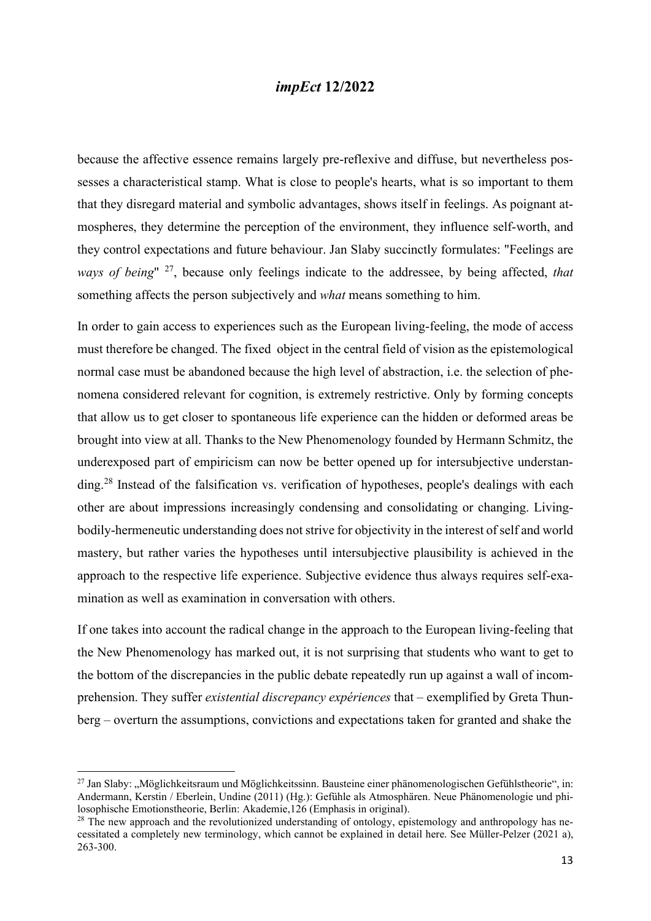because the affective essence remains largely pre-reflexive and diffuse, but nevertheless possesses a characteristical stamp. What is close to people's hearts, what is so important to them that they disregard material and symbolic advantages, shows itself in feelings. As poignant atmospheres, they determine the perception of the environment, they influence self-worth, and they control expectations and future behaviour. Jan Slaby succinctly formulates: "Feelings are *ways of being*" [27], because only feelings indicate to the addressee, by being affected, *that* something affects the person subjectively and *what* means something to him.

In order to gain access to experiences such as the European living-feeling, the mode of access must therefore be changed. The fixed object in the central field of vision as the epistemological normal case must be abandoned because the high level of abstraction, i.e. the selection of phenomena considered relevant for cognition, is extremely restrictive. Only by forming concepts that allow us to get closer to spontaneous life experience can the hidden or deformed areas be brought into view at all. Thanks to the New Phenomenology founded by Hermann Schmitz, the underexposed part of empiricism can now be better opened up for intersubjective understanding.[28] Instead of the falsification vs. verification of hypotheses, people's dealings with each other are about impressions increasingly condensing and consolidating or changing. Living-bodily-hermeneutic understanding does not strive for objectivity in the interest of self and world mastery, but rather varies the hypotheses until intersubjective plausibility is achieved in the approach to the respective life experience. Subjective evidence thus always requires self-examination as well as examination in conversation with others.

If one takes into account the radical change in the approach to the European living-feeling that the New Phenomenology has marked out, it is not surprising that students who want to get to the bottom of the discrepancies in the public debate repeatedly run up against a wall of incomprehension. They suffer *existential discrepancy expériences* that – exemplified by Greta Thunberg – overturn the assumptions, convictions and expectations taken for granted and shake the

---

[27] Jan Slaby: „Möglichkeitsraum und Möglichkeitssinn. Bausteine einer phänomenologischen Gefühlstheorie", in: Andermann, Kerstin / Eberlein, Undine (2011) (Hg.): Gefühle als Atmosphären. Neue Phänomenologie und philosophische Emotionstheorie, Berlin: Akademie,126 (Emphasis in original).

[28] The new approach and the revolutionized understanding of ontology, epistemology and anthropology has necessitated a completely new terminology, which cannot be explained in detail here. See Müller-Pelzer (2021 a), 263-300.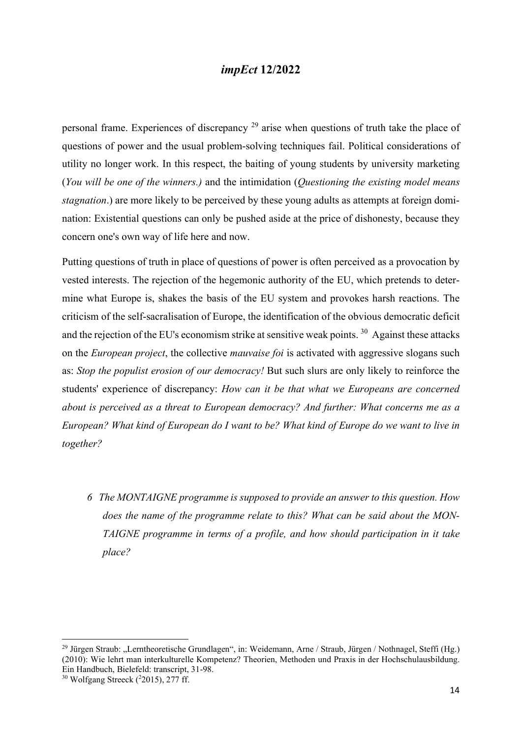personal frame. Experiences of discrepancy [29] arise when questions of truth take the place of questions of power and the usual problem-solving techniques fail. Political considerations of utility no longer work. In this respect, the baiting of young students by university marketing (*You will be one of the winners.)* and the intimidation (*Questioning the existing model means stagnation*.) are more likely to be perceived by these young adults as attempts at foreign domination: Existential questions can only be pushed aside at the price of dishonesty, because they concern one's own way of life here and now.

Putting questions of truth in place of questions of power is often perceived as a provocation by vested interests. The rejection of the hegemonic authority of the EU, which pretends to determine what Europe is, shakes the basis of the EU system and provokes harsh reactions. The criticism of the self-sacralisation of Europe, the identification of the obvious democratic deficit and the rejection of the EU's economism strike at sensitive weak points. [30] Against these attacks on the *European project*, the collective *mauvaise foi* is activated with aggressive slogans such as: *Stop the populist erosion of our democracy!* But such slurs are only likely to reinforce the students' experience of discrepancy: *How can it be that what we Europeans are concerned about is perceived as a threat to European democracy? And further: What concerns me as a European? What kind of European do I want to be? What kind of Europe do we want to live in together?*

> *6 The MONTAIGNE programme is supposed to provide an answer to this question. How does the name of the programme relate to this? What can be said about the MONTAIGNE programme in terms of a profile, and how should participation in it take place?*

---

[29] Jürgen Straub: „Lerntheoretische Grundlagen", in: Weidemann, Arne / Straub, Jürgen / Nothnagel, Steffi (Hg.) (2010): Wie lehrt man interkulturelle Kompetenz? Theorien, Methoden und Praxis in der Hochschulausbildung. Ein Handbuch, Bielefeld: transcript, 31-98.

[30] Wolfgang Streeck ([2]2015), 277 ff.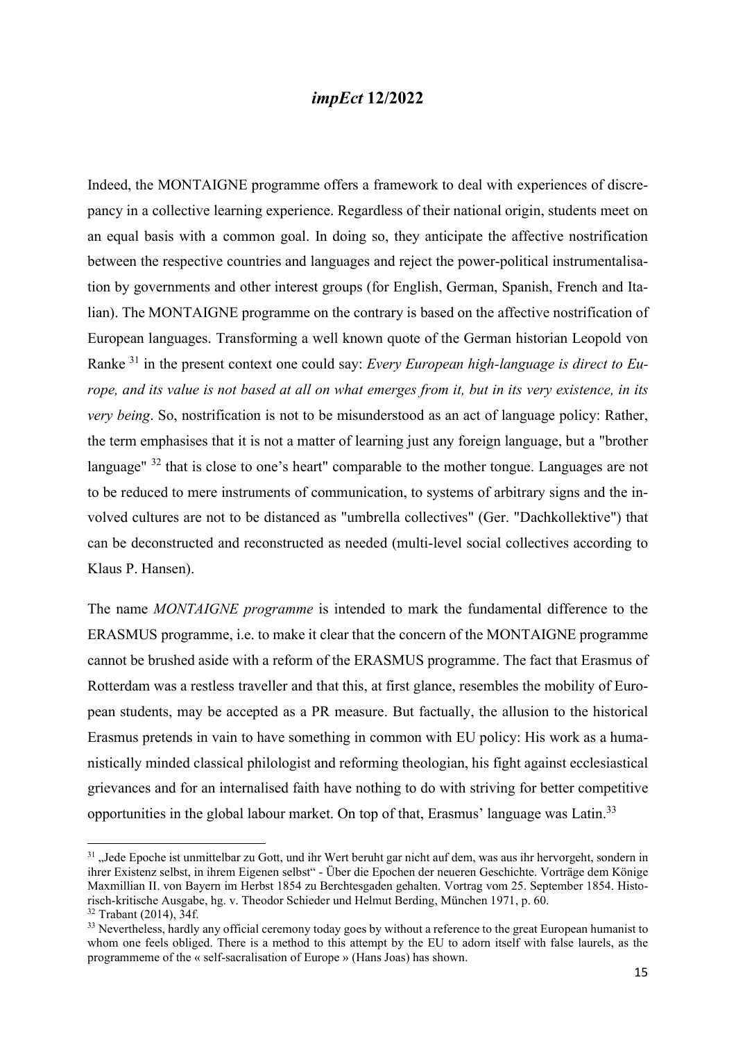Indeed, the MONTAIGNE programme offers a framework to deal with experiences of discrepancy in a collective learning experience. Regardless of their national origin, students meet on an equal basis with a common goal. In doing so, they anticipate the affective nostrification between the respective countries and languages and reject the power-political instrumentalisation by governments and other interest groups (for English, German, Spanish, French and Italian). The MONTAIGNE programme on the contrary is based on the affective nostrification of European languages. Transforming a well known quote of the German historian Leopold von Ranke [31] in the present context one could say: *Every European high-language is direct to Europe, and its value is not based at all on what emerges from it, but in its very existence, in its very being*. So, nostrification is not to be misunderstood as an act of language policy: Rather, the term emphasises that it is not a matter of learning just any foreign language, but a "brother language" [32] that is close to one's heart" comparable to the mother tongue. Languages are not to be reduced to mere instruments of communication, to systems of arbitrary signs and the involved cultures are not to be distanced as "umbrella collectives" (Ger. "Dachkollektive") that can be deconstructed and reconstructed as needed (multi-level social collectives according to Klaus P. Hansen).

The name *MONTAIGNE programme* is intended to mark the fundamental difference to the ERASMUS programme, i.e. to make it clear that the concern of the MONTAIGNE programme cannot be brushed aside with a reform of the ERASMUS programme. The fact that Erasmus of Rotterdam was a restless traveller and that this, at first glance, resembles the mobility of European students, may be accepted as a PR measure. But factually, the allusion to the historical Erasmus pretends in vain to have something in common with EU policy: His work as a humanistically minded classical philologist and reforming theologian, his fight against ecclesiastical grievances and for an internalised faith have nothing to do with striving for better competitive opportunities in the global labour market. On top of that, Erasmus' language was Latin.[33]

---

[31] „Jede Epoche ist unmittelbar zu Gott, und ihr Wert beruht gar nicht auf dem, was aus ihr hervorgeht, sondern in ihrer Existenz selbst, in ihrem Eigenen selbst" - Über die Epochen der neueren Geschichte. Vorträge dem Könige Maxmillian II. von Bayern im Herbst 1854 zu Berchtesgaden gehalten. Vortrag vom 25. September 1854. Historisch-kritische Ausgabe, hg. v. Theodor Schieder und Helmut Berding, München 1971, p. 60.

[32] Trabant (2014), 34f.

[33] Nevertheless, hardly any official ceremony today goes by without a reference to the great European humanist to whom one feels obliged. There is a method to this attempt by the EU to adorn itself with false laurels, as the programmeme of the « self-sacralisation of Europe » (Hans Joas) has shown.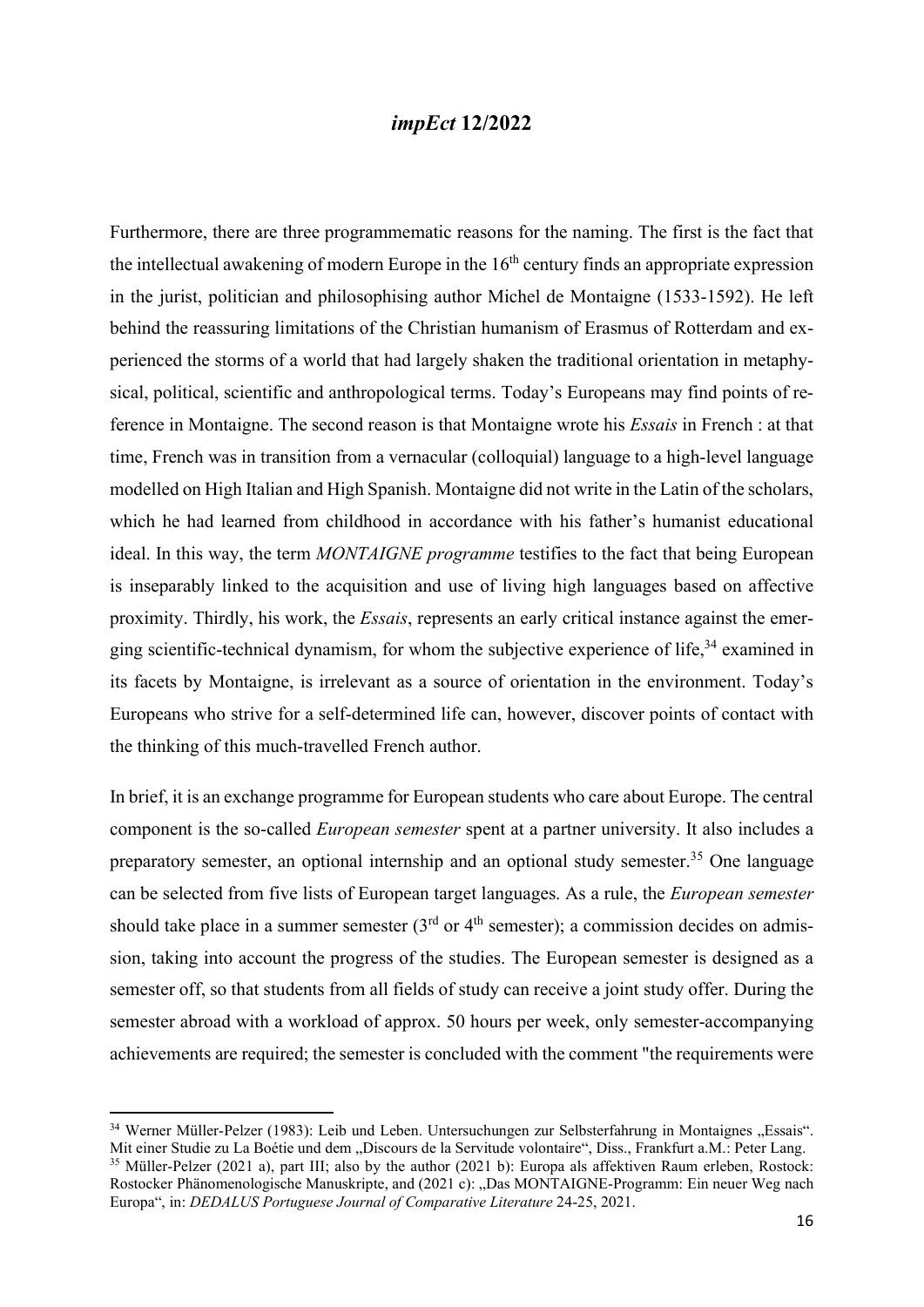Furthermore, there are three programmematic reasons for the naming. The first is the fact that the intellectual awakening of modern Europe in the 16th century finds an appropriate expression in the jurist, politician and philosophising author Michel de Montaigne (1533-1592). He left behind the reassuring limitations of the Christian humanism of Erasmus of Rotterdam and experienced the storms of a world that had largely shaken the traditional orientation in metaphysical, political, scientific and anthropological terms. Today's Europeans may find points of reference in Montaigne. The second reason is that Montaigne wrote his *Essais* in French : at that time, French was in transition from a vernacular (colloquial) language to a high-level language modelled on High Italian and High Spanish. Montaigne did not write in the Latin of the scholars, which he had learned from childhood in accordance with his father's humanist educational ideal. In this way, the term *MONTAIGNE programme* testifies to the fact that being European is inseparably linked to the acquisition and use of living high languages based on affective proximity. Thirdly, his work, the *Essais*, represents an early critical instance against the emerging scientific-technical dynamism, for whom the subjective experience of life,[34] examined in its facets by Montaigne, is irrelevant as a source of orientation in the environment. Today's Europeans who strive for a self-determined life can, however, discover points of contact with the thinking of this much-travelled French author.

In brief, it is an exchange programme for European students who care about Europe. The central component is the so-called *European semester* spent at a partner university. It also includes a preparatory semester, an optional internship and an optional study semester.[35] One language can be selected from five lists of European target languages. As a rule, the *European semester* should take place in a summer semester (3rd or 4th semester); a commission decides on admission, taking into account the progress of the studies. The European semester is designed as a semester off, so that students from all fields of study can receive a joint study offer. During the semester abroad with a workload of approx. 50 hours per week, only semester-accompanying achievements are required; the semester is concluded with the comment "the requirements were

---

[34] Werner Müller-Pelzer (1983): Leib und Leben. Untersuchungen zur Selbsterfahrung in Montaignes „Essais". Mit einer Studie zu La Boétie und dem „Discours de la Servitude volontaire", Diss., Frankfurt a.M.: Peter Lang.

[35] Müller-Pelzer (2021 a), part III; also by the author (2021 b): Europa als affektiven Raum erleben, Rostock: Rostocker Phänomenologische Manuskripte, and (2021 c): „Das MONTAIGNE-Programm: Ein neuer Weg nach Europa", in: *DEDALUS Portuguese Journal of Comparative Literature* 24-25, 2021.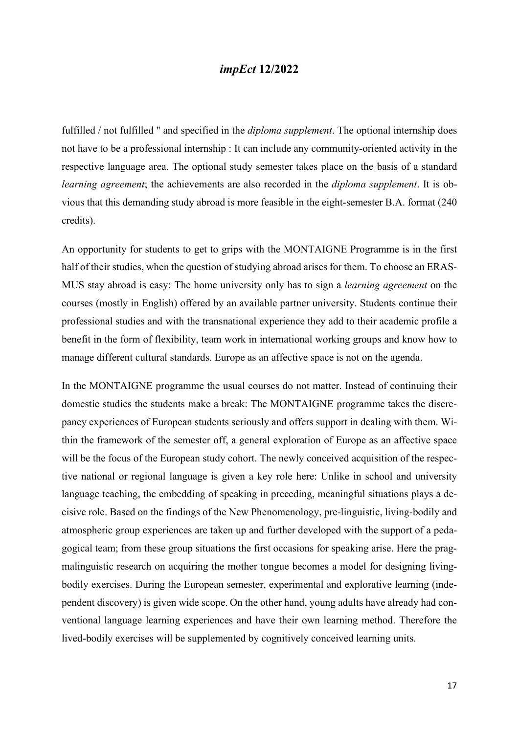fulfilled / not fulfilled " and specified in the *diploma supplement*. The optional internship does not have to be a professional internship : It can include any community-oriented activity in the respective language area. The optional study semester takes place on the basis of a standard *learning agreement*; the achievements are also recorded in the *diploma supplement*. It is obvious that this demanding study abroad is more feasible in the eight-semester B.A. format (240 credits).

An opportunity for students to get to grips with the MONTAIGNE Programme is in the first half of their studies, when the question of studying abroad arises for them. To choose an ERASMUS stay abroad is easy: The home university only has to sign a *learning agreement* on the courses (mostly in English) offered by an available partner university. Students continue their professional studies and with the transnational experience they add to their academic profile a benefit in the form of flexibility, team work in international working groups and know how to manage different cultural standards. Europe as an affective space is not on the agenda.

In the MONTAIGNE programme the usual courses do not matter. Instead of continuing their domestic studies the students make a break: The MONTAIGNE programme takes the discrepancy experiences of European students seriously and offers support in dealing with them. Within the framework of the semester off, a general exploration of Europe as an affective space will be the focus of the European study cohort. The newly conceived acquisition of the respective national or regional language is given a key role here: Unlike in school and university language teaching, the embedding of speaking in preceding, meaningful situations plays a decisive role. Based on the findings of the New Phenomenology, pre-linguistic, living-bodily and atmospheric group experiences are taken up and further developed with the support of a pedagogical team; from these group situations the first occasions for speaking arise. Here the pragmalinguistic research on acquiring the mother tongue becomes a model for designing living-bodily exercises. During the European semester, experimental and explorative learning (independent discovery) is given wide scope. On the other hand, young adults have already had conventional language learning experiences and have their own learning method. Therefore the lived-bodily exercises will be supplemented by cognitively conceived learning units.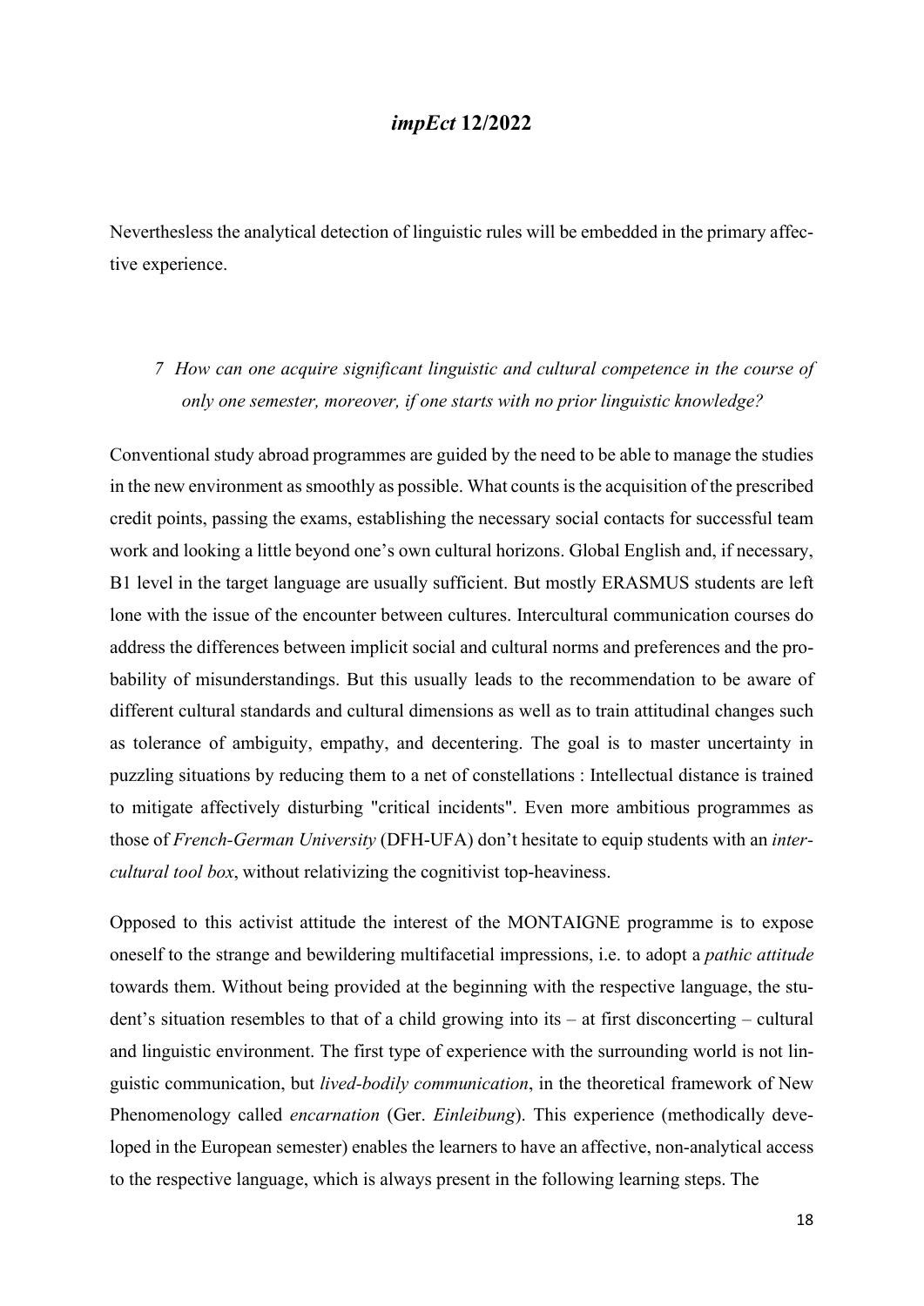Nevertheless the analytical detection of linguistic rules will be embedded in the primary affective experience.

## *7 How can one acquire significant linguistic and cultural competence in the course of only one semester, moreover, if one starts with no prior linguistic knowledge?*

Conventional study abroad programmes are guided by the need to be able to manage the studies in the new environment as smoothly as possible. What counts is the acquisition of the prescribed credit points, passing the exams, establishing the necessary social contacts for successful team work and looking a little beyond one's own cultural horizons. Global English and, if necessary, B1 level in the target language are usually sufficient. But mostly ERASMUS students are left lone with the issue of the encounter between cultures. Intercultural communication courses do address the differences between implicit social and cultural norms and preferences and the probability of misunderstandings. But this usually leads to the recommendation to be aware of different cultural standards and cultural dimensions as well as to train attitudinal changes such as tolerance of ambiguity, empathy, and decentering. The goal is to master uncertainty in puzzling situations by reducing them to a net of constellations : Intellectual distance is trained to mitigate affectively disturbing "critical incidents". Even more ambitious programmes as those of *French-German University* (DFH-UFA) don't hesitate to equip students with an *intercultural tool box*, without relativizing the cognitivist top-heaviness.

Opposed to this activist attitude the interest of the MONTAIGNE programme is to expose oneself to the strange and bewildering multifacetial impressions, i.e. to adopt a *pathic attitude* towards them. Without being provided at the beginning with the respective language, the student's situation resembles to that of a child growing into its – at first disconcerting – cultural and linguistic environment. The first type of experience with the surrounding world is not linguistic communication, but *lived-bodily communication*, in the theoretical framework of New Phenomenology called *encarnation* (Ger. *Einleibung*). This experience (methodically developed in the European semester) enables the learners to have an affective, non-analytical access to the respective language, which is always present in the following learning steps. The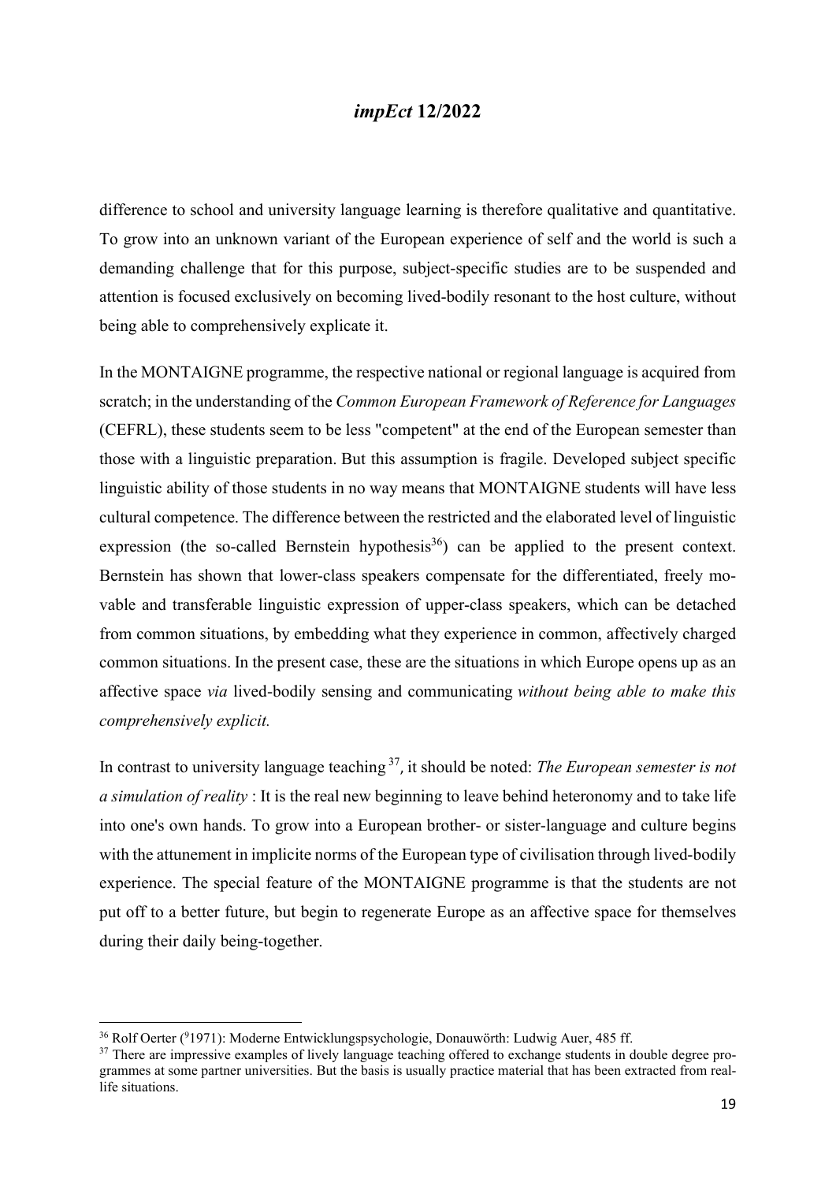difference to school and university language learning is therefore qualitative and quantitative. To grow into an unknown variant of the European experience of self and the world is such a demanding challenge that for this purpose, subject-specific studies are to be suspended and attention is focused exclusively on becoming lived-bodily resonant to the host culture, without being able to comprehensively explicate it.

In the MONTAIGNE programme, the respective national or regional language is acquired from scratch; in the understanding of the *Common European Framework of Reference for Languages* (CEFRL), these students seem to be less "competent" at the end of the European semester than those with a linguistic preparation. But this assumption is fragile. Developed subject specific linguistic ability of those students in no way means that MONTAIGNE students will have less cultural competence. The difference between the restricted and the elaborated level of linguistic expression (the so-called Bernstein hypothesis[36]) can be applied to the present context. Bernstein has shown that lower-class speakers compensate for the differentiated, freely movable and transferable linguistic expression of upper-class speakers, which can be detached from common situations, by embedding what they experience in common, affectively charged common situations. In the present case, these are the situations in which Europe opens up as an affective space *via* lived-bodily sensing and communicating *without being able to make this comprehensively explicit.*

In contrast to university language teaching [37], it should be noted: *The European semester is not a simulation of reality* : It is the real new beginning to leave behind heteronomy and to take life into one's own hands. To grow into a European brother- or sister-language and culture begins with the attunement in implicite norms of the European type of civilisation through lived-bodily experience. The special feature of the MONTAIGNE programme is that the students are not put off to a better future, but begin to regenerate Europe as an affective space for themselves during their daily being-together.

---

[36] Rolf Oerter ([9]1971): Moderne Entwicklungspsychologie, Donauwörth: Ludwig Auer, 485 ff.

[37] There are impressive examples of lively language teaching offered to exchange students in double degree programmes at some partner universities. But the basis is usually practice material that has been extracted from real-life situations.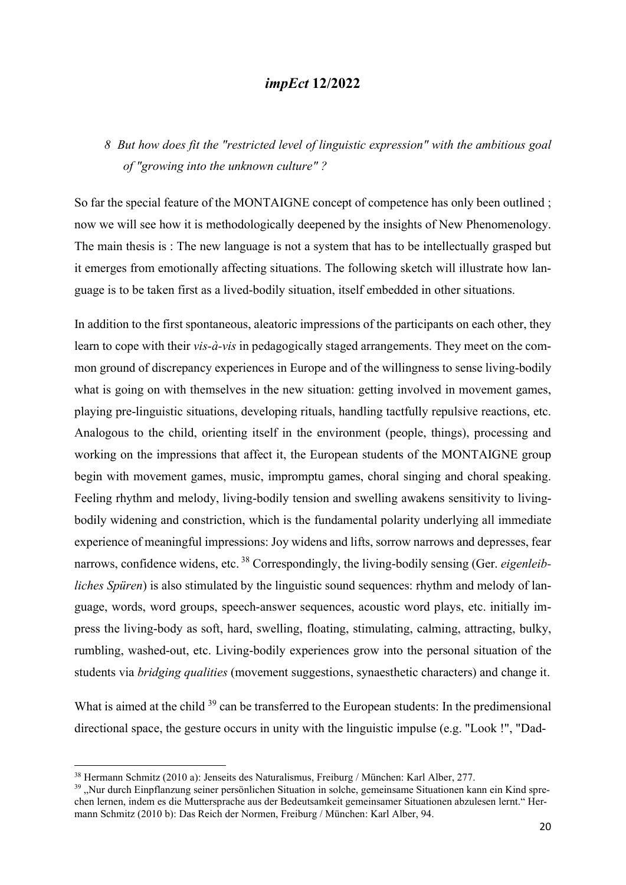## *8 But how does fit the "restricted level of linguistic expression" with the ambitious goal of "growing into the unknown culture" ?*

So far the special feature of the MONTAIGNE concept of competence has only been outlined ; now we will see how it is methodologically deepened by the insights of New Phenomenology. The main thesis is : The new language is not a system that has to be intellectually grasped but it emerges from emotionally affecting situations. The following sketch will illustrate how language is to be taken first as a lived-bodily situation, itself embedded in other situations.

In addition to the first spontaneous, aleatoric impressions of the participants on each other, they learn to cope with their *vis-à-vis* in pedagogically staged arrangements. They meet on the common ground of discrepancy experiences in Europe and of the willingness to sense living-bodily what is going on with themselves in the new situation: getting involved in movement games, playing pre-linguistic situations, developing rituals, handling tactfully repulsive reactions, etc. Analogous to the child, orienting itself in the environment (people, things), processing and working on the impressions that affect it, the European students of the MONTAIGNE group begin with movement games, music, impromptu games, choral singing and choral speaking. Feeling rhythm and melody, living-bodily tension and swelling awakens sensitivity to living-bodily widening and constriction, which is the fundamental polarity underlying all immediate experience of meaningful impressions: Joy widens and lifts, sorrow narrows and depresses, fear narrows, confidence widens, etc. [38] Correspondingly, the living-bodily sensing (Ger. *eigenleibliches Spüren*) is also stimulated by the linguistic sound sequences: rhythm and melody of language, words, word groups, speech-answer sequences, acoustic word plays, etc. initially impress the living-body as soft, hard, swelling, floating, stimulating, calming, attracting, bulky, rumbling, washed-out, etc. Living-bodily experiences grow into the personal situation of the students via *bridging qualities* (movement suggestions, synaesthetic characters) and change it.

What is aimed at the child [39] can be transferred to the European students: In the predimensional directional space, the gesture occurs in unity with the linguistic impulse (e.g. "Look !", "Dad-

---

[38] Hermann Schmitz (2010 a): Jenseits des Naturalismus, Freiburg / München: Karl Alber, 277.

[39] „Nur durch Einpflanzung seiner persönlichen Situation in solche, gemeinsame Situationen kann ein Kind sprechen lernen, indem es die Muttersprache aus der Bedeutsamkeit gemeinsamer Situationen abzulesen lernt." Hermann Schmitz (2010 b): Das Reich der Normen, Freiburg / München: Karl Alber, 94.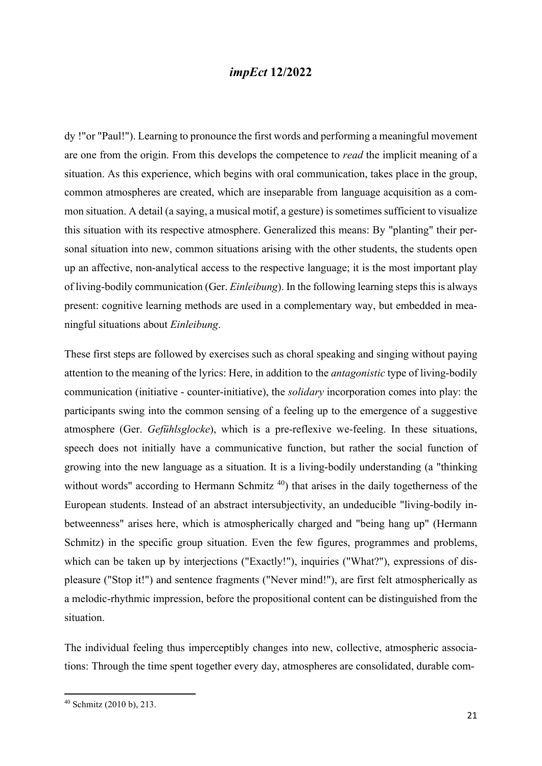dy !"or "Paul!"). Learning to pronounce the first words and performing a meaningful movement are one from the origin. From this develops the competence to *read* the implicit meaning of a situation. As this experience, which begins with oral communication, takes place in the group, common atmospheres are created, which are inseparable from language acquisition as a common situation. A detail (a saying, a musical motif, a gesture) is sometimes sufficient to visualize this situation with its respective atmosphere. Generalized this means: By "planting" their personal situation into new, common situations arising with the other students, the students open up an affective, non-analytical access to the respective language; it is the most important play of living-bodily communication (Ger. *Einleibung*). In the following learning steps this is always present: cognitive learning methods are used in a complementary way, but embedded in meaningful situations about *Einleibung*.

These first steps are followed by exercises such as choral speaking and singing without paying attention to the meaning of the lyrics: Here, in addition to the *antagonistic* type of living-bodily communication (initiative - counter-initiative), the *solidary* incorporation comes into play: the participants swing into the common sensing of a feeling up to the emergence of a suggestive atmosphere (Ger. *Gefühlsglocke*), which is a pre-reflexive we-feeling. In these situations, speech does not initially have a communicative function, but rather the social function of growing into the new language as a situation. It is a living-bodily understanding (a "thinking without words" according to Hermann Schmitz [40]) that arises in the daily togetherness of the European students. Instead of an abstract intersubjectivity, an undeducible "living-bodily in-betweenness" arises here, which is atmospherically charged and "being hang up" (Hermann Schmitz) in the specific group situation. Even the few figures, programmes and problems, which can be taken up by interjections ("Exactly!"), inquiries ("What?"), expressions of displeasure ("Stop it!") and sentence fragments ("Never mind!"), are first felt atmospherically as a melodic-rhythmic impression, before the propositional content can be distinguished from the situation.

The individual feeling thus imperceptibly changes into new, collective, atmospheric associations: Through the time spent together every day, atmospheres are consolidated, durable com-

[40] Schmitz (2010 b), 213.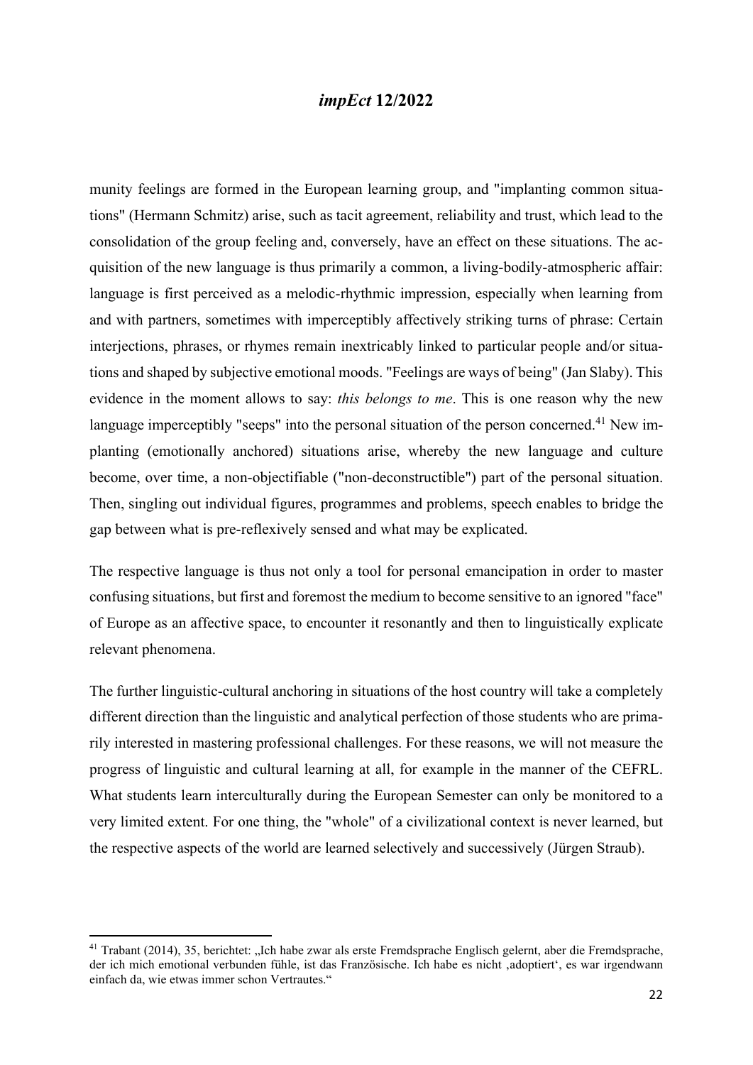munity feelings are formed in the European learning group, and "implanting common situations" (Hermann Schmitz) arise, such as tacit agreement, reliability and trust, which lead to the consolidation of the group feeling and, conversely, have an effect on these situations. The acquisition of the new language is thus primarily a common, a living-bodily-atmospheric affair: language is first perceived as a melodic-rhythmic impression, especially when learning from and with partners, sometimes with imperceptibly affectively striking turns of phrase: Certain interjections, phrases, or rhymes remain inextricably linked to particular people and/or situations and shaped by subjective emotional moods. "Feelings are ways of being" (Jan Slaby). This evidence in the moment allows to say: *this belongs to me*. This is one reason why the new language imperceptibly "seeps" into the personal situation of the person concerned.[41] New implanting (emotionally anchored) situations arise, whereby the new language and culture become, over time, a non-objectifiable ("non-deconstructible") part of the personal situation. Then, singling out individual figures, programmes and problems, speech enables to bridge the gap between what is pre-reflexively sensed and what may be explicated.

The respective language is thus not only a tool for personal emancipation in order to master confusing situations, but first and foremost the medium to become sensitive to an ignored "face" of Europe as an affective space, to encounter it resonantly and then to linguistically explicate relevant phenomena.

The further linguistic-cultural anchoring in situations of the host country will take a completely different direction than the linguistic and analytical perfection of those students who are primarily interested in mastering professional challenges. For these reasons, we will not measure the progress of linguistic and cultural learning at all, for example in the manner of the CEFRL. What students learn interculturally during the European Semester can only be monitored to a very limited extent. For one thing, the "whole" of a civilizational context is never learned, but the respective aspects of the world are learned selectively and successively (Jürgen Straub).

---

[41] Trabant (2014), 35, berichtet: „Ich habe zwar als erste Fremdsprache Englisch gelernt, aber die Fremdsprache, der ich mich emotional verbunden fühle, ist das Französische. Ich habe es nicht ‚adoptiert', es war irgendwann einfach da, wie etwas immer schon Vertrautes."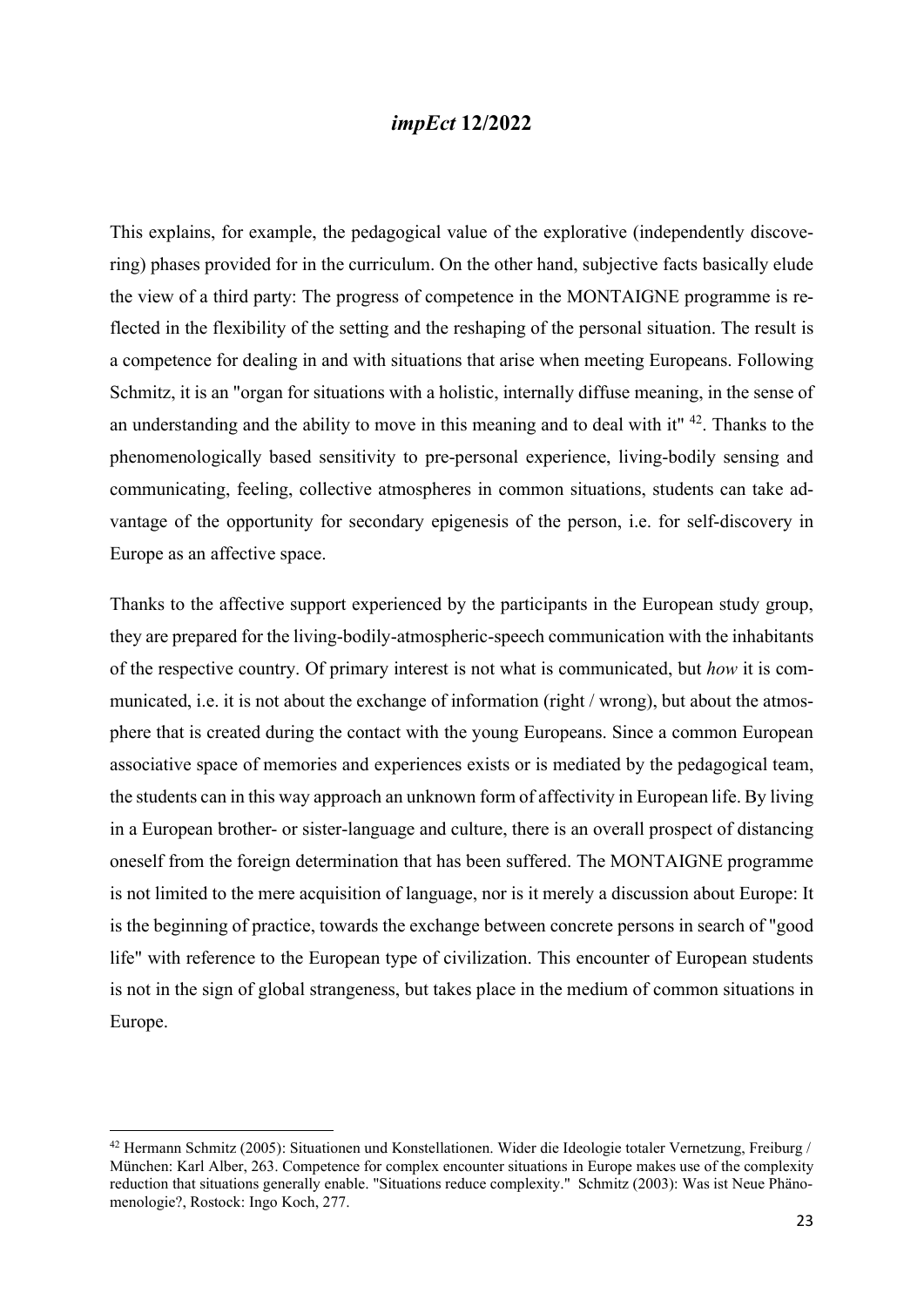This explains, for example, the pedagogical value of the explorative (independently discovering) phases provided for in the curriculum. On the other hand, subjective facts basically elude the view of a third party: The progress of competence in the MONTAIGNE programme is reflected in the flexibility of the setting and the reshaping of the personal situation. The result is a competence for dealing in and with situations that arise when meeting Europeans. Following Schmitz, it is an "organ for situations with a holistic, internally diffuse meaning, in the sense of an understanding and the ability to move in this meaning and to deal with it" [42]. Thanks to the phenomenologically based sensitivity to pre-personal experience, living-bodily sensing and communicating, feeling, collective atmospheres in common situations, students can take advantage of the opportunity for secondary epigenesis of the person, i.e. for self-discovery in Europe as an affective space.

Thanks to the affective support experienced by the participants in the European study group, they are prepared for the living-bodily-atmospheric-speech communication with the inhabitants of the respective country. Of primary interest is not what is communicated, but *how* it is communicated, i.e. it is not about the exchange of information (right / wrong), but about the atmosphere that is created during the contact with the young Europeans. Since a common European associative space of memories and experiences exists or is mediated by the pedagogical team, the students can in this way approach an unknown form of affectivity in European life. By living in a European brother- or sister-language and culture, there is an overall prospect of distancing oneself from the foreign determination that has been suffered. The MONTAIGNE programme is not limited to the mere acquisition of language, nor is it merely a discussion about Europe: It is the beginning of practice, towards the exchange between concrete persons in search of "good life" with reference to the European type of civilization. This encounter of European students is not in the sign of global strangeness, but takes place in the medium of common situations in Europe.

---

[42] Hermann Schmitz (2005): Situationen und Konstellationen. Wider die Ideologie totaler Vernetzung, Freiburg / München: Karl Alber, 263. Competence for complex encounter situations in Europe makes use of the complexity reduction that situations generally enable. "Situations reduce complexity." Schmitz (2003): Was ist Neue Phänomenologie?, Rostock: Ingo Koch, 277.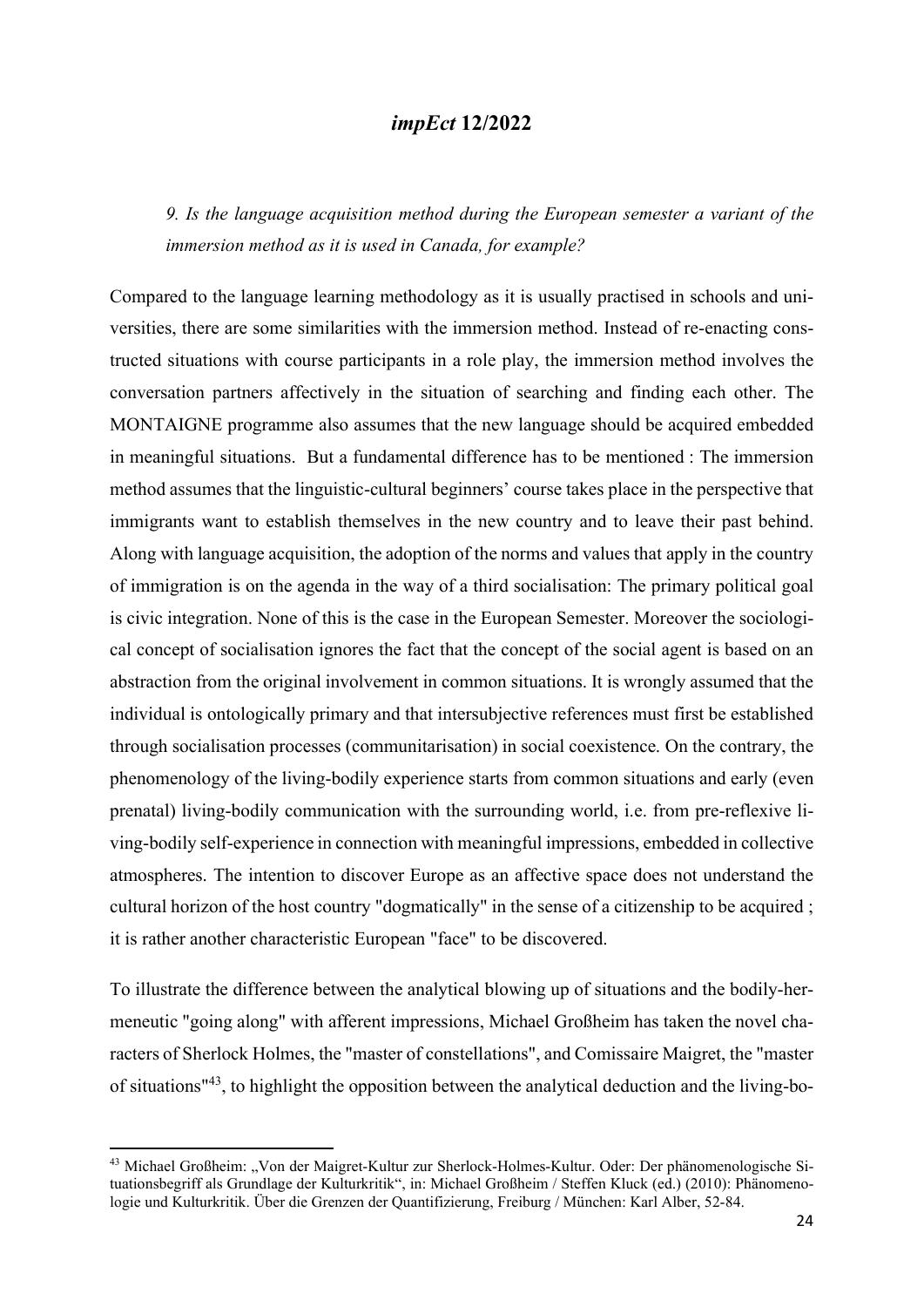*9. Is the language acquisition method during the European semester a variant of the immersion method as it is used in Canada, for example?*

Compared to the language learning methodology as it is usually practised in schools and universities, there are some similarities with the immersion method. Instead of re-enacting constructed situations with course participants in a role play, the immersion method involves the conversation partners affectively in the situation of searching and finding each other. The MONTAIGNE programme also assumes that the new language should be acquired embedded in meaningful situations. But a fundamental difference has to be mentioned : The immersion method assumes that the linguistic-cultural beginners' course takes place in the perspective that immigrants want to establish themselves in the new country and to leave their past behind. Along with language acquisition, the adoption of the norms and values that apply in the country of immigration is on the agenda in the way of a third socialisation: The primary political goal is civic integration. None of this is the case in the European Semester. Moreover the sociological concept of socialisation ignores the fact that the concept of the social agent is based on an abstraction from the original involvement in common situations. It is wrongly assumed that the individual is ontologically primary and that intersubjective references must first be established through socialisation processes (communitarisation) in social coexistence. On the contrary, the phenomenology of the living-bodily experience starts from common situations and early (even prenatal) living-bodily communication with the surrounding world, i.e. from pre-reflexive living-bodily self-experience in connection with meaningful impressions, embedded in collective atmospheres. The intention to discover Europe as an affective space does not understand the cultural horizon of the host country "dogmatically" in the sense of a citizenship to be acquired ; it is rather another characteristic European "face" to be discovered.

To illustrate the difference between the analytical blowing up of situations and the bodily-hermeneutic "going along" with afferent impressions, Michael Großheim has taken the novel characters of Sherlock Holmes, the "master of constellations", and Comissaire Maigret, the "master of situations"[43], to highlight the opposition between the analytical deduction and the living-bo-

[43] Michael Großheim: „Von der Maigret-Kultur zur Sherlock-Holmes-Kultur. Oder: Der phänomenologische Situationsbegriff als Grundlage der Kulturkritik", in: Michael Großheim / Steffen Kluck (ed.) (2010): Phänomenologie und Kulturkritik. Über die Grenzen der Quantifizierung, Freiburg / München: Karl Alber, 52-84.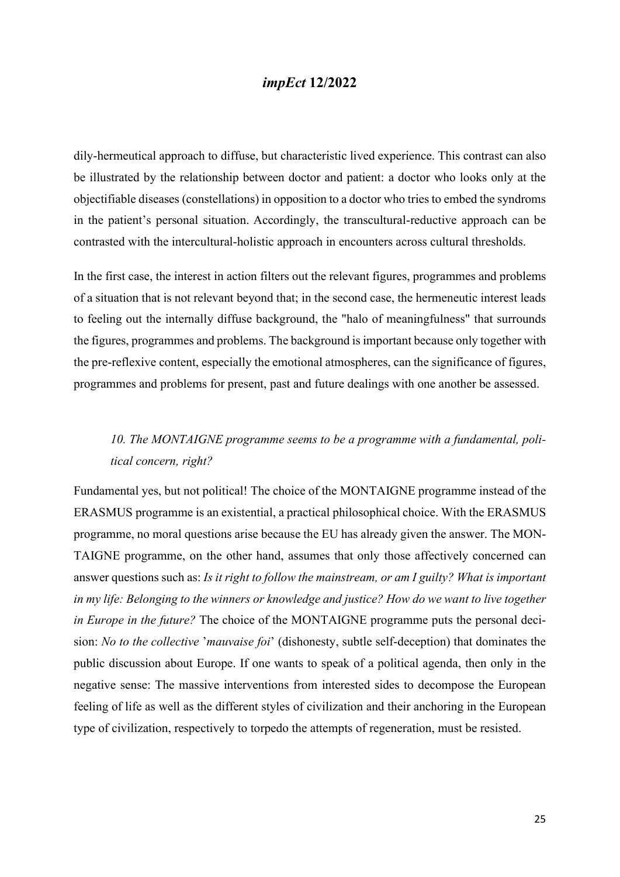dily-hermeutical approach to diffuse, but characteristic lived experience. This contrast can also be illustrated by the relationship between doctor and patient: a doctor who looks only at the objectifiable diseases (constellations) in opposition to a doctor who tries to embed the syndroms in the patient's personal situation. Accordingly, the transcultural-reductive approach can be contrasted with the intercultural-holistic approach in encounters across cultural thresholds.

In the first case, the interest in action filters out the relevant figures, programmes and problems of a situation that is not relevant beyond that; in the second case, the hermeneutic interest leads to feeling out the internally diffuse background, the "halo of meaningfulness" that surrounds the figures, programmes and problems. The background is important because only together with the pre-reflexive content, especially the emotional atmospheres, can the significance of figures, programmes and problems for present, past and future dealings with one another be assessed.

*10. The MONTAIGNE programme seems to be a programme with a fundamental, political concern, right?*

Fundamental yes, but not political! The choice of the MONTAIGNE programme instead of the ERASMUS programme is an existential, a practical philosophical choice. With the ERASMUS programme, no moral questions arise because the EU has already given the answer. The MONTAIGNE programme, on the other hand, assumes that only those affectively concerned can answer questions such as: *Is it right to follow the mainstream, or am I guilty? What is important in my life: Belonging to the winners or knowledge and justice? How do we want to live together in Europe in the future?* The choice of the MONTAIGNE programme puts the personal decision: *No to the collective* '*mauvaise foi*' (dishonesty, subtle self-deception) that dominates the public discussion about Europe. If one wants to speak of a political agenda, then only in the negative sense: The massive interventions from interested sides to decompose the European feeling of life as well as the different styles of civilization and their anchoring in the European type of civilization, respectively to torpedo the attempts of regeneration, must be resisted.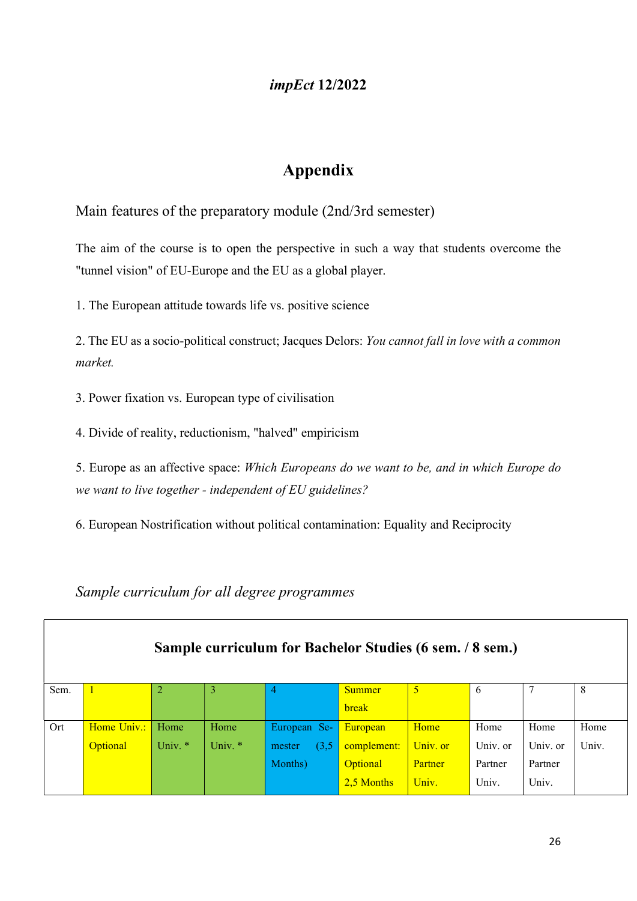## Appendix

Main features of the preparatory module (2nd/3rd semester)

The aim of the course is to open the perspective in such a way that students overcome the "tunnel vision" of EU-Europe and the EU as a global player.

1. The European attitude towards life vs. positive science

2. The EU as a socio-political construct; Jacques Delors: *You cannot fall in love with a common market.*

3. Power fixation vs. European type of civilisation

4. Divide of reality, reductionism, "halved" empiricism

5. Europe as an affective space: *Which Europeans do we want to be, and in which Europe do we want to live together - independent of EU guidelines?*

6. European Nostrification without political contamination: Equality and Reciprocity

*Sample curriculum for all degree programmes*

**Sample curriculum for Bachelor Studies (6 sem. / 8 sem.)**

| Sem. | 1 | 2 | 3 | 4 | Summer break | 5 | 6 | 7 | 8 |
|---|---|---|---|---|---|---|---|---|---|
| Ort | Home Univ.: Optional | Home Univ. * | Home Univ. * | European Semester (3,5 Months) | European complement: Optional 2,5 Months | Home Univ. or Partner Univ. | Home Univ. or Partner Univ. | Home Univ. or Partner Univ. | Home Univ. |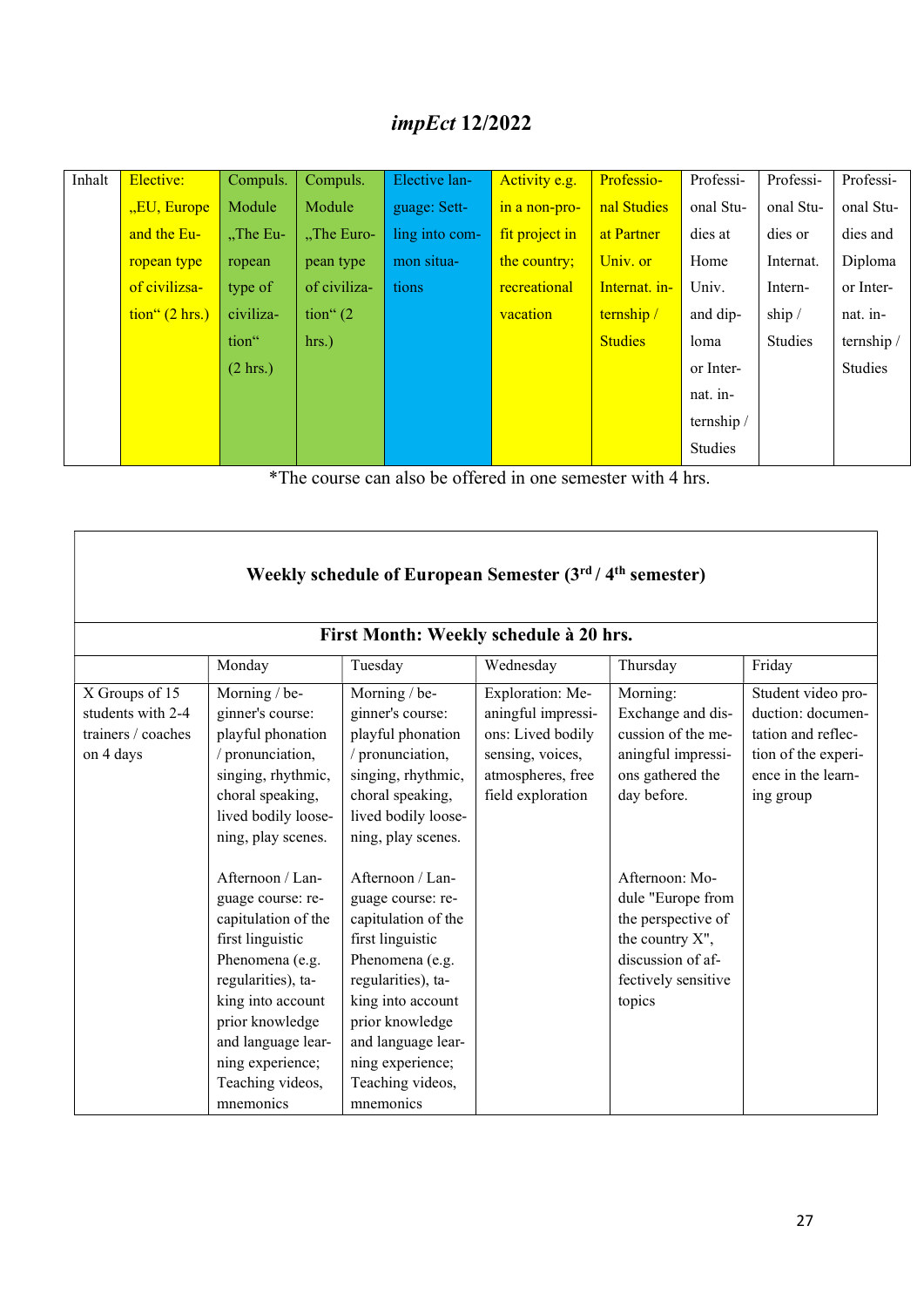| Inhalt | Elective: „EU, Europe and the European type of civilizsation“ (2 hrs.) | Compuls. Module „The European type of civilization“ (2 hrs.) | Compuls. Module „The European type of civilization“ (2 hrs.) | Elective language: Settling into common situations | Activity e.g. in a non-profit project in the country; recreational vacation | Professional Studies at Partner Univ. or Internat. internship / Studies | Professional Studies at Home Univ. and diploma or Internat. internship / Studies | Professional Studies or Internat. Internship / Studies | Professional Studies and Diploma or Internat. internship / Studies |
|---|---|---|---|---|---|---|---|---|---|

*The course can also be offered in one semester with 4 hrs.

| **Weekly schedule of European Semester (3rd / 4th semester)** | | | | | |
|---|---|---|---|---|---|
| **First Month: Weekly schedule à 20 hrs.** | | | | | |
| | Monday | Tuesday | Wednesday | Thursday | Friday |
| X Groups of 15 students with 2-4 trainers / coaches on 4 days | Morning / beginner's course: playful phonation / pronunciation, singing, rhythmic, choral speaking, lived bodily loosening, play scenes.<br><br>Afternoon / Language course: recapitulation of the first linguistic Phenomena (e.g. regularities), taking into account prior knowledge and language learning experience; Teaching videos, mnemonics | Morning / beginner's course: playful phonation / pronunciation, singing, rhythmic, choral speaking, lived bodily loosening, play scenes.<br><br>Afternoon / Language course: recapitulation of the first linguistic Phenomena (e.g. regularities), taking into account prior knowledge and language learning experience; Teaching videos, mnemonics | Exploration: Meaningful impressions: Lived bodily sensing, voices, atmospheres, free field exploration | Morning: Exchange and discussion of the meaningful impressions gathered the day before.<br><br>Afternoon: Module "Europe from the perspective of the country X", discussion of affectively sensitive topics | Student video production: documentation and reflection of the experience in the learning group |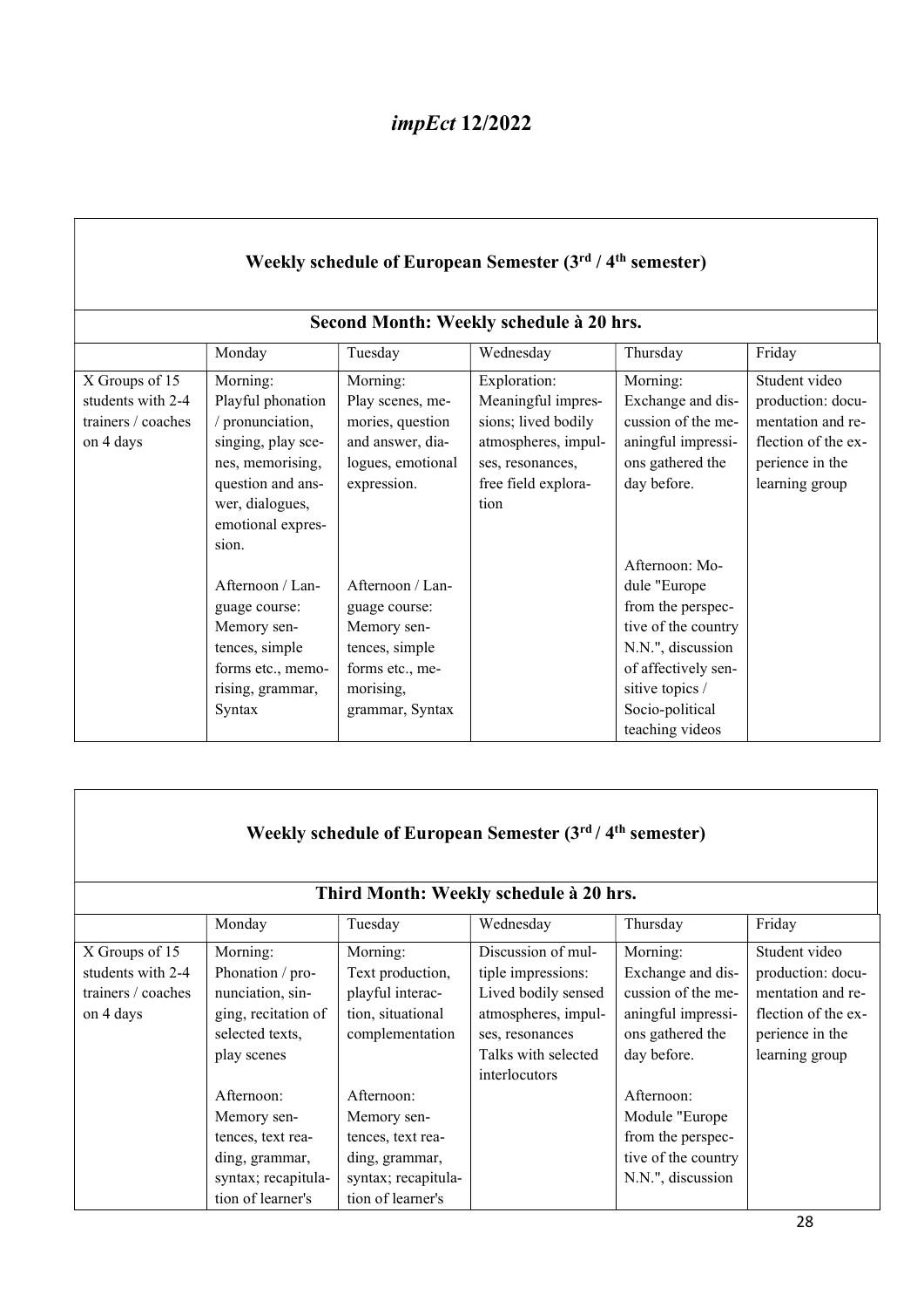## *impEct* 12/2022

| Weekly schedule of European Semester (3rd / 4th semester) | | | | | |
|---|---|---|---|---|---|
| **Second Month: Weekly schedule à 20 hrs.** | | | | | |
| | Monday | Tuesday | Wednesday | Thursday | Friday |
| X Groups of 15 students with 2-4 trainers / coaches on 4 days | Morning: Playful phonation / pronunciation, singing, play scenes, memorising, question and answer, dialogues, emotional expression.<br><br>Afternoon / Language course: Memory sentences, simple forms etc., memorising, grammar, Syntax | Morning: Play scenes, memories, question and answer, dialogues, emotional expression.<br><br>Afternoon / Language course: Memory sentences, simple forms etc., memorising, grammar, Syntax | Exploration: Meaningful impressions; lived bodily sensed atmospheres, impulses, resonances, free field exploration | Morning: Exchange and discussion of the meaningful impressions gathered the day before.<br><br>Afternoon: Module "Europe from the perspective of the country N.N.", discussion of affectively sensitive topics / Socio-political teaching videos | Student video production: documentation and reflection of the experience in the learning group |

| Weekly schedule of European Semester (3rd / 4th semester) | | | | | |
|---|---|---|---|---|---|
| **Third Month: Weekly schedule à 20 hrs.** | | | | | |
| | Monday | Tuesday | Wednesday | Thursday | Friday |
| X Groups of 15 students with 2-4 trainers / coaches on 4 days | Morning: Phonation / pronunciation, singing, recitation of selected texts, play scenes<br><br>Afternoon: Memory sentences, text reading, grammar, syntax; recapitulation of learner's | Morning: Text production, playful interaction, situational complementation<br><br>Afternoon: Memory sentences, text reading, grammar, syntax; recapitulation of learner's | Discussion of multiple impressions: Lived bodily sensed atmospheres, impulses, resonances Talks with selected interlocutors | Morning: Exchange and discussion of the meaningful impressions gathered the day before.<br><br>Afternoon: Module "Europe from the perspective of the country N.N.", discussion | Student video production: documentation and reflection of the experience in the learning group |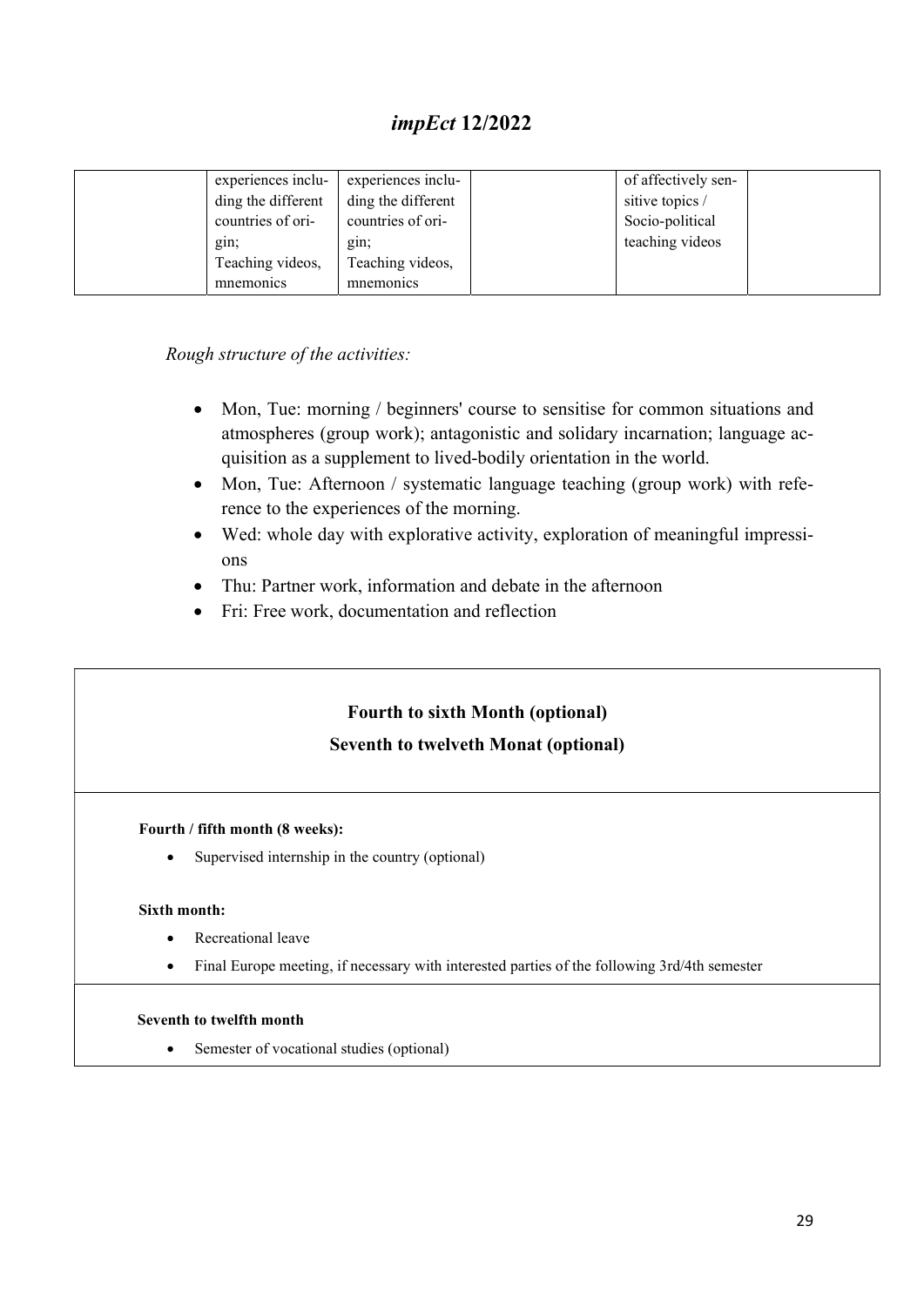| | experiences including the different countries of origin; Teaching videos, mnemonics | experiences including the different countries of origin; Teaching videos, mnemonics | | of affectively sensitive topics / Socio-political teaching videos | |
|---|---|---|---|---|---|

*Rough structure of the activities:*

- Mon, Tue: morning / beginners' course to sensitise for common situations and atmospheres (group work); antagonistic and solidary incarnation; language acquisition as a supplement to lived-bodily orientation in the world.
- Mon, Tue: Afternoon / systematic language teaching (group work) with reference to the experiences of the morning.
- Wed: whole day with explorative activity, exploration of meaningful impressions
- Thu: Partner work, information and debate in the afternoon
- Fri: Free work, documentation and reflection

**Fourth to sixth Month (optional)**

**Seventh to twelveth Monat (optional)**

**Fourth / fifth month (8 weeks):**

- Supervised internship in the country (optional)

**Sixth month:**

- Recreational leave
- Final Europe meeting, if necessary with interested parties of the following 3rd/4th semester

**Seventh to twelfth month**

- Semester of vocational studies (optional)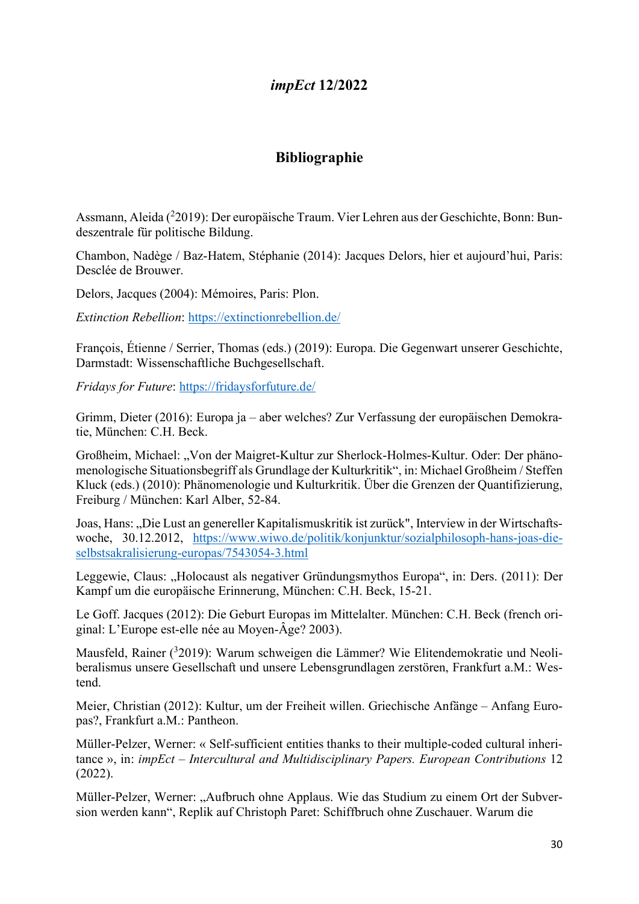## *impEct* 12/2022

## Bibliographie

Assmann, Aleida ($^{2}$2019): Der europäische Traum. Vier Lehren aus der Geschichte, Bonn: Bundeszentrale für politische Bildung.

Chambon, Nadège / Baz-Hatem, Stéphanie (2014): Jacques Delors, hier et aujourd'hui, Paris: Desclée de Brouwer.

Delors, Jacques (2004): Mémoires, Paris: Plon.

*Extinction Rebellion*: https://extinctionrebellion.de/

François, Étienne / Serrier, Thomas (eds.) (2019): Europa. Die Gegenwart unserer Geschichte, Darmstadt: Wissenschaftliche Buchgesellschaft.

*Fridays for Future*: https://fridaysforfuture.de/

Grimm, Dieter (2016): Europa ja – aber welches? Zur Verfassung der europäischen Demokratie, München: C.H. Beck.

Großheim, Michael: „Von der Maigret-Kultur zur Sherlock-Holmes-Kultur. Oder: Der phänomenologische Situationsbegriff als Grundlage der Kulturkritik", in: Michael Großheim / Steffen Kluck (eds.) (2010): Phänomenologie und Kulturkritik. Über die Grenzen der Quantifizierung, Freiburg / München: Karl Alber, 52-84.

Joas, Hans: „Die Lust an genereller Kapitalismuskritik ist zurück", Interview in der Wirtschaftswoche, 30.12.2012, https://www.wiwo.de/politik/konjunktur/sozialphilosoph-hans-joas-die-selbstsakralisierung-europas/7543054-3.html

Leggewie, Claus: „Holocaust als negativer Gründungsmythos Europa", in: Ders. (2011): Der Kampf um die europäische Erinnerung, München: C.H. Beck, 15-21.

Le Goff. Jacques (2012): Die Geburt Europas im Mittelalter. München: C.H. Beck (french original: L'Europe est-elle née au Moyen-Âge? 2003).

Mausfeld, Rainer ($^{3}$2019): Warum schweigen die Lämmer? Wie Elitendemokratie und Neoliberalismus unsere Gesellschaft und unsere Lebensgrundlagen zerstören, Frankfurt a.M.: Westend.

Meier, Christian (2012): Kultur, um der Freiheit willen. Griechische Anfänge – Anfang Europas?, Frankfurt a.M.: Pantheon.

Müller-Pelzer, Werner: « Self-sufficient entities thanks to their multiple-coded cultural inheritance », in: *impEct – Intercultural and Multidisciplinary Papers. European Contributions* 12 (2022).

Müller-Pelzer, Werner: „Aufbruch ohne Applaus. Wie das Studium zu einem Ort der Subversion werden kann", Replik auf Christoph Paret: Schiffbruch ohne Zuschauer. Warum die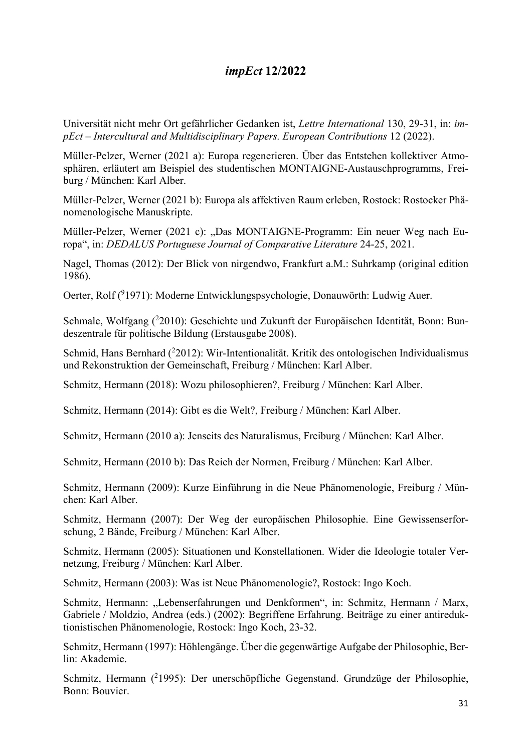Universität nicht mehr Ort gefährlicher Gedanken ist, *Lettre International* 130, 29-31, in: *impEct – Intercultural and Multidisciplinary Papers. European Contributions* 12 (2022).

Müller-Pelzer, Werner (2021 a): Europa regenerieren. Über das Entstehen kollektiver Atmosphären, erläutert am Beispiel des studentischen MONTAIGNE-Austauschprogramms, Freiburg / München: Karl Alber.

Müller-Pelzer, Werner (2021 b): Europa als affektiven Raum erleben, Rostock: Rostocker Phänomenologische Manuskripte.

Müller-Pelzer, Werner (2021 c): „Das MONTAIGNE-Programm: Ein neuer Weg nach Europa", in: *DEDALUS Portuguese Journal of Comparative Literature* 24-25, 2021.

Nagel, Thomas (2012): Der Blick von nirgendwo, Frankfurt a.M.: Suhrkamp (original edition 1986).

Oerter, Rolf ([9]1971): Moderne Entwicklungspsychologie, Donauwörth: Ludwig Auer.

Schmale, Wolfgang ([2]2010): Geschichte und Zukunft der Europäischen Identität, Bonn: Bundeszentrale für politische Bildung (Erstausgabe 2008).

Schmid, Hans Bernhard ([2]2012): Wir-Intentionalität. Kritik des ontologischen Individualismus und Rekonstruktion der Gemeinschaft, Freiburg / München: Karl Alber.

Schmitz, Hermann (2018): Wozu philosophieren?, Freiburg / München: Karl Alber.

Schmitz, Hermann (2014): Gibt es die Welt?, Freiburg / München: Karl Alber.

Schmitz, Hermann (2010 a): Jenseits des Naturalismus, Freiburg / München: Karl Alber.

Schmitz, Hermann (2010 b): Das Reich der Normen, Freiburg / München: Karl Alber.

Schmitz, Hermann (2009): Kurze Einführung in die Neue Phänomenologie, Freiburg / München: Karl Alber.

Schmitz, Hermann (2007): Der Weg der europäischen Philosophie. Eine Gewissenserforschung, 2 Bände, Freiburg / München: Karl Alber.

Schmitz, Hermann (2005): Situationen und Konstellationen. Wider die Ideologie totaler Vernetzung, Freiburg / München: Karl Alber.

Schmitz, Hermann (2003): Was ist Neue Phänomenologie?, Rostock: Ingo Koch.

Schmitz, Hermann: „Lebenserfahrungen und Denkformen", in: Schmitz, Hermann / Marx, Gabriele / Moldzio, Andrea (eds.) (2002): Begriffene Erfahrung. Beiträge zu einer antireduktionistischen Phänomenologie, Rostock: Ingo Koch, 23-32.

Schmitz, Hermann (1997): Höhlengänge. Über die gegenwärtige Aufgabe der Philosophie, Berlin: Akademie.

Schmitz, Hermann ([2]1995): Der unerschöpfliche Gegenstand. Grundzüge der Philosophie, Bonn: Bouvier.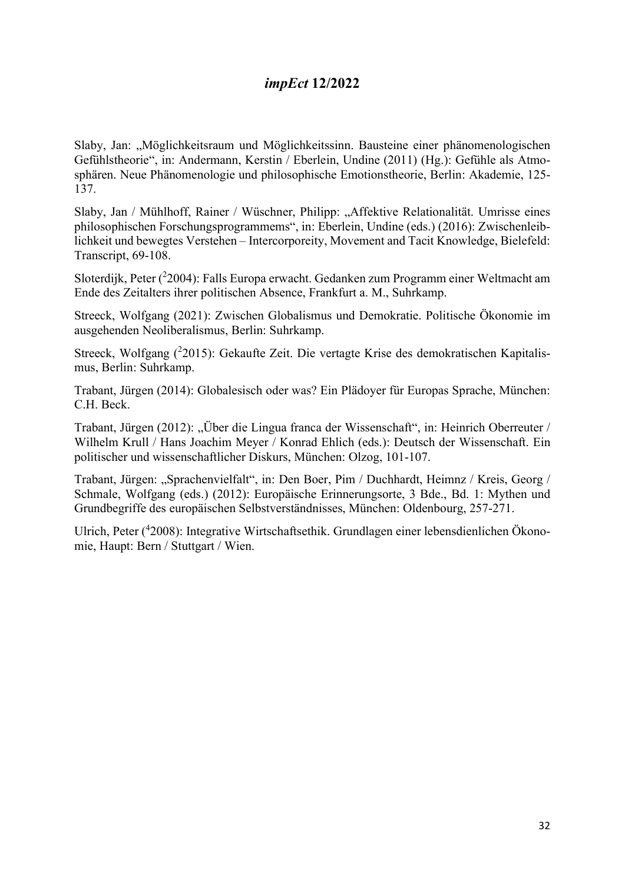Slaby, Jan: „Möglichkeitsraum und Möglichkeitssinn. Bausteine einer phänomenologischen Gefühlstheorie“, in: Andermann, Kerstin / Eberlein, Undine (2011) (Hg.): Gefühle als Atmosphären. Neue Phänomenologie und philosophische Emotionstheorie, Berlin: Akademie, 125-137.

Slaby, Jan / Mühlhoff, Rainer / Wüschner, Philipp: „Affektive Relationalität. Umrisse eines philosophischen Forschungsprogrammems“, in: Eberlein, Undine (eds.) (2016): Zwischenleiblichkeit und bewegtes Verstehen – Intercorporeity, Movement and Tacit Knowledge, Bielefeld: Transcript, 69-108.

Sloterdijk, Peter ([2]2004): Falls Europa erwacht. Gedanken zum Programm einer Weltmacht am Ende des Zeitalters ihrer politischen Absence, Frankfurt a. M., Suhrkamp.

Streeck, Wolfgang (2021): Zwischen Globalismus und Demokratie. Politische Ökonomie im ausgehenden Neoliberalismus, Berlin: Suhrkamp.

Streeck, Wolfgang ([2]2015): Gekaufte Zeit. Die vertagte Krise des demokratischen Kapitalismus, Berlin: Suhrkamp.

Trabant, Jürgen (2014): Globalesisch oder was? Ein Plädoyer für Europas Sprache, München: C.H. Beck.

Trabant, Jürgen (2012): „Über die Lingua franca der Wissenschaft“, in: Heinrich Oberreuter / Wilhelm Krull / Hans Joachim Meyer / Konrad Ehlich (eds.): Deutsch der Wissenschaft. Ein politischer und wissenschaftlicher Diskurs, München: Olzog, 101-107.

Trabant, Jürgen: „Sprachenvielfalt“, in: Den Boer, Pim / Duchhardt, Heimnz / Kreis, Georg / Schmale, Wolfgang (eds.) (2012): Europäische Erinnerungsorte, 3 Bde., Bd. 1: Mythen und Grundbegriffe des europäischen Selbstverständnisses, München: Oldenbourg, 257-271.

Ulrich, Peter ([4]2008): Integrative Wirtschaftsethik. Grundlagen einer lebensdienlichen Ökonomie, Haupt: Bern / Stuttgart / Wien.